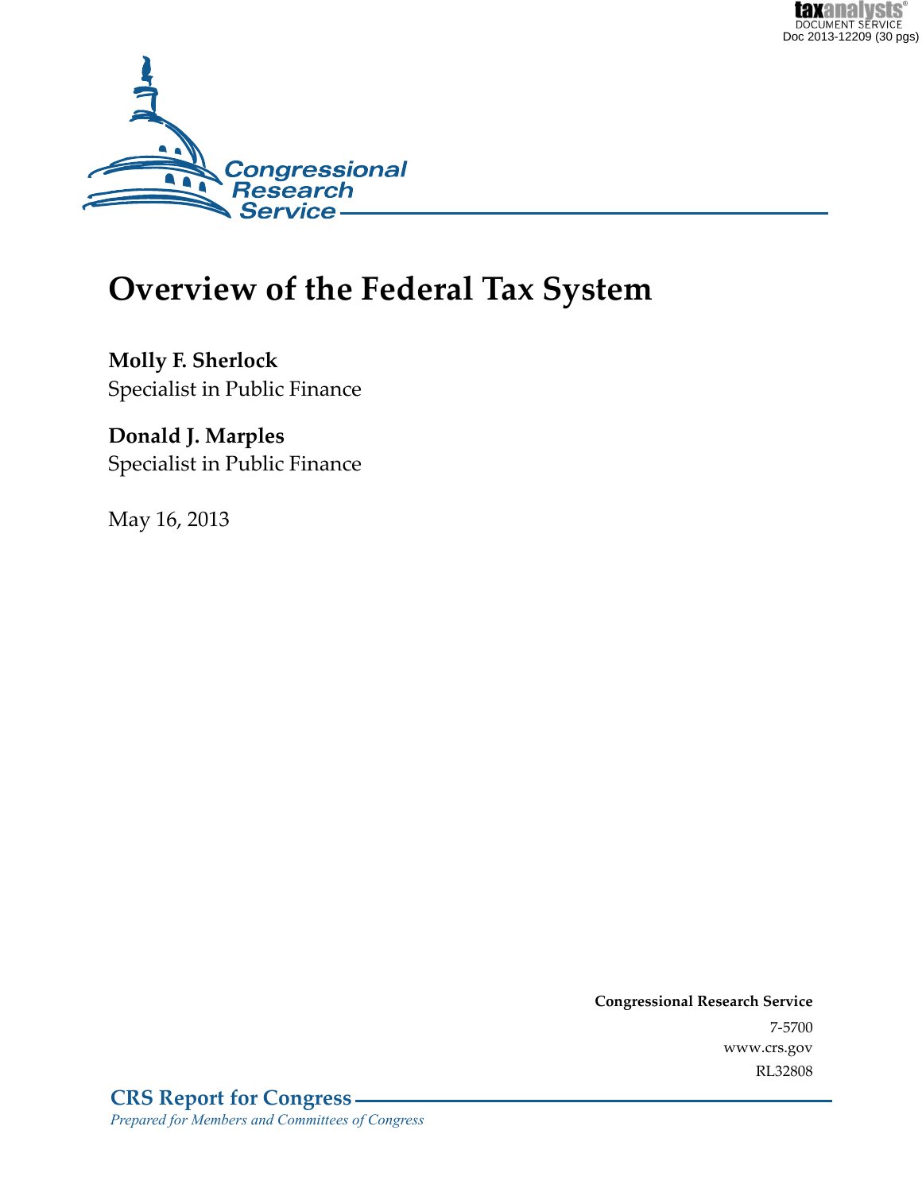# Overview of the Federal Tax System

**Molly F. Sherlock**
Specialist in Public Finance

**Donald J. Marples**
Specialist in Public Finance

May 16, 2013

**Congressional Research Service**
7-5700
www.crs.gov
RL32808

**CRS Report for Congress**
*Prepared for Members and Committees of Congress*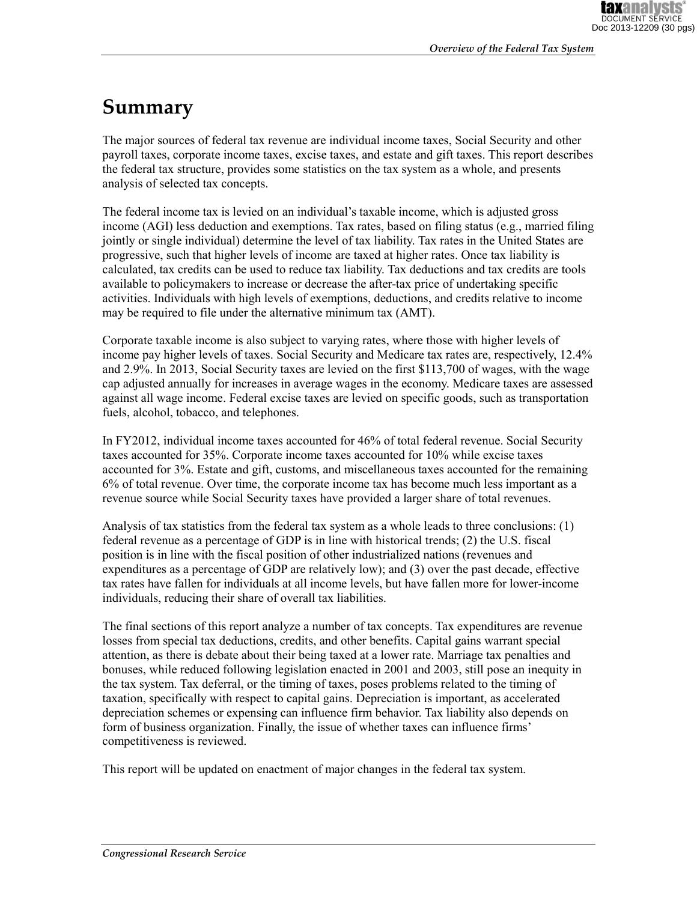# Summary

The major sources of federal tax revenue are individual income taxes, Social Security and other payroll taxes, corporate income taxes, excise taxes, and estate and gift taxes. This report describes the federal tax structure, provides some statistics on the tax system as a whole, and presents analysis of selected tax concepts.

The federal income tax is levied on an individual's taxable income, which is adjusted gross income (AGI) less deduction and exemptions. Tax rates, based on filing status (e.g., married filing jointly or single individual) determine the level of tax liability. Tax rates in the United States are progressive, such that higher levels of income are taxed at higher rates. Once tax liability is calculated, tax credits can be used to reduce tax liability. Tax deductions and tax credits are tools available to policymakers to increase or decrease the after-tax price of undertaking specific activities. Individuals with high levels of exemptions, deductions, and credits relative to income may be required to file under the alternative minimum tax (AMT).

Corporate taxable income is also subject to varying rates, where those with higher levels of income pay higher levels of taxes. Social Security and Medicare tax rates are, respectively, 12.4% and 2.9%. In 2013, Social Security taxes are levied on the first $113,700 of wages, with the wage cap adjusted annually for increases in average wages in the economy. Medicare taxes are assessed against all wage income. Federal excise taxes are levied on specific goods, such as transportation fuels, alcohol, tobacco, and telephones.

In FY2012, individual income taxes accounted for 46% of total federal revenue. Social Security taxes accounted for 35%. Corporate income taxes accounted for 10% while excise taxes accounted for 3%. Estate and gift, customs, and miscellaneous taxes accounted for the remaining 6% of total revenue. Over time, the corporate income tax has become much less important as a revenue source while Social Security taxes have provided a larger share of total revenues.

Analysis of tax statistics from the federal tax system as a whole leads to three conclusions: (1) federal revenue as a percentage of GDP is in line with historical trends; (2) the U.S. fiscal position is in line with the fiscal position of other industrialized nations (revenues and expenditures as a percentage of GDP are relatively low); and (3) over the past decade, effective tax rates have fallen for individuals at all income levels, but have fallen more for lower-income individuals, reducing their share of overall tax liabilities.

The final sections of this report analyze a number of tax concepts. Tax expenditures are revenue losses from special tax deductions, credits, and other benefits. Capital gains warrant special attention, as there is debate about their being taxed at a lower rate. Marriage tax penalties and bonuses, while reduced following legislation enacted in 2001 and 2003, still pose an inequity in the tax system. Tax deferral, or the timing of taxes, poses problems related to the timing of taxation, specifically with respect to capital gains. Depreciation is important, as accelerated depreciation schemes or expensing can influence firm behavior. Tax liability also depends on form of business organization. Finally, the issue of whether taxes can influence firms' competitiveness is reviewed.

This report will be updated on enactment of major changes in the federal tax system.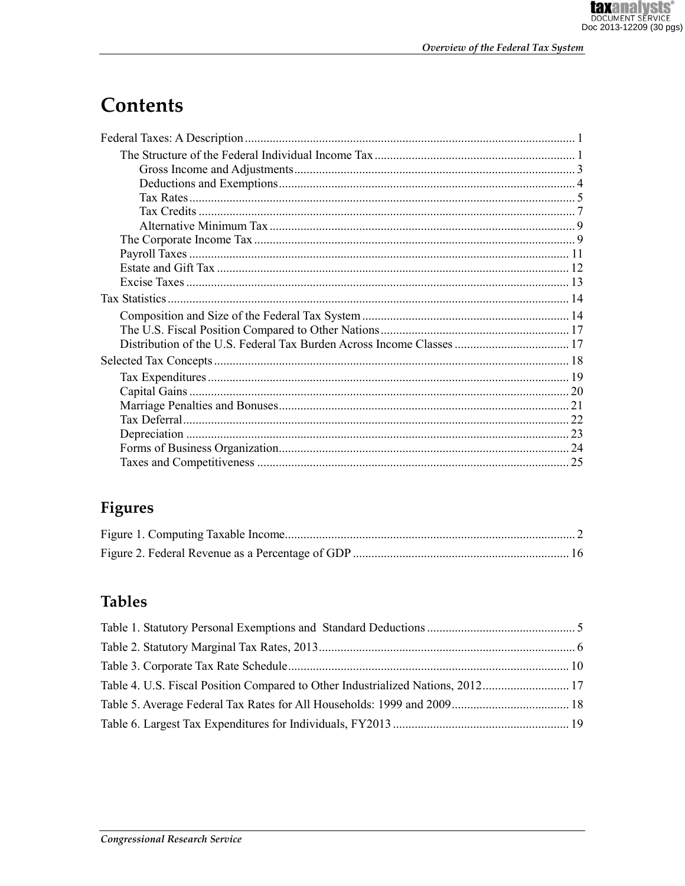# Contents

Federal Taxes: A Description .......... 1

- The Structure of the Federal Individual Income Tax .......... 1
  - Gross Income and Adjustments .......... 3
  - Deductions and Exemptions .......... 4
  - Tax Rates .......... 5
  - Tax Credits .......... 7
  - Alternative Minimum Tax .......... 9
- The Corporate Income Tax .......... 9
- Payroll Taxes .......... 11
- Estate and Gift Tax .......... 12
- Excise Taxes .......... 13

Tax Statistics .......... 14

- Composition and Size of the Federal Tax System .......... 14
- The U.S. Fiscal Position Compared to Other Nations .......... 17
- Distribution of the U.S. Federal Tax Burden Across Income Classes .......... 17

Selected Tax Concepts .......... 18

- Tax Expenditures .......... 19
- Capital Gains .......... 20
- Marriage Penalties and Bonuses .......... 21
- Tax Deferral .......... 22
- Depreciation .......... 23
- Forms of Business Organization .......... 24
- Taxes and Competitiveness .......... 25

## Figures

Figure 1. Computing Taxable Income .......... 2

Figure 2. Federal Revenue as a Percentage of GDP .......... 16

## Tables

Table 1. Statutory Personal Exemptions and Standard Deductions .......... 5

Table 2. Statutory Marginal Tax Rates, 2013 .......... 6

Table 3. Corporate Tax Rate Schedule .......... 10

Table 4. U.S. Fiscal Position Compared to Other Industrialized Nations, 2012 .......... 17

Table 5. Average Federal Tax Rates for All Households: 1999 and 2009 .......... 18

Table 6. Largest Tax Expenditures for Individuals, FY2013 .......... 19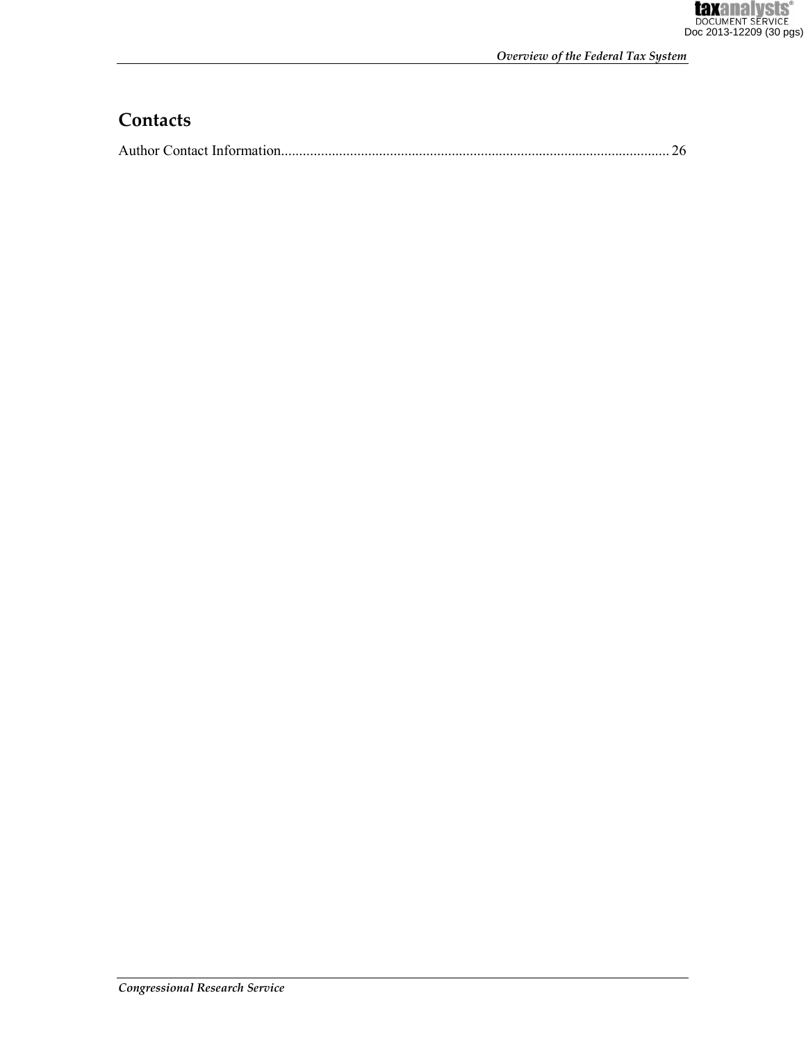## Contacts

Author Contact Information........................................................................................................... 26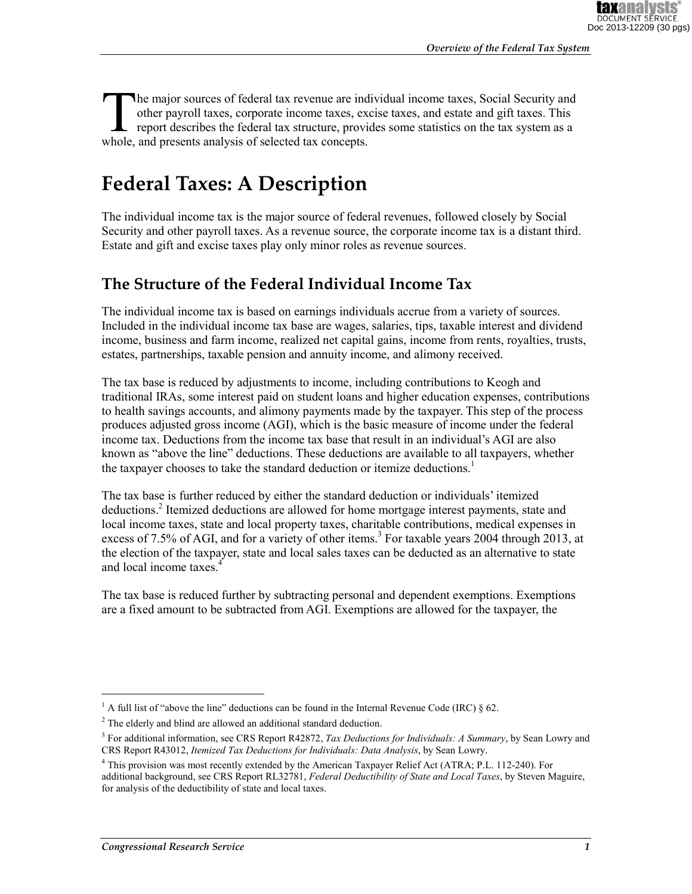The major sources of federal tax revenue are individual income taxes, Social Security and other payroll taxes, corporate income taxes, excise taxes, and estate and gift taxes. This report describes the federal tax structure, provides some statistics on the tax system as a whole, and presents analysis of selected tax concepts.

# Federal Taxes: A Description

The individual income tax is the major source of federal revenues, followed closely by Social Security and other payroll taxes. As a revenue source, the corporate income tax is a distant third. Estate and gift and excise taxes play only minor roles as revenue sources.

## The Structure of the Federal Individual Income Tax

The individual income tax is based on earnings individuals accrue from a variety of sources. Included in the individual income tax base are wages, salaries, tips, taxable interest and dividend income, business and farm income, realized net capital gains, income from rents, royalties, trusts, estates, partnerships, taxable pension and annuity income, and alimony received.

The tax base is reduced by adjustments to income, including contributions to Keogh and traditional IRAs, some interest paid on student loans and higher education expenses, contributions to health savings accounts, and alimony payments made by the taxpayer. This step of the process produces adjusted gross income (AGI), which is the basic measure of income under the federal income tax. Deductions from the income tax base that result in an individual's AGI are also known as "above the line" deductions. These deductions are available to all taxpayers, whether the taxpayer chooses to take the standard deduction or itemize deductions.[1]

The tax base is further reduced by either the standard deduction or individuals' itemized deductions.[2] Itemized deductions are allowed for home mortgage interest payments, state and local income taxes, state and local property taxes, charitable contributions, medical expenses in excess of 7.5% of AGI, and for a variety of other items.[3] For taxable years 2004 through 2013, at the election of the taxpayer, state and local sales taxes can be deducted as an alternative to state and local income taxes.[4]

The tax base is reduced further by subtracting personal and dependent exemptions. Exemptions are a fixed amount to be subtracted from AGI. Exemptions are allowed for the taxpayer, the

---

[1] A full list of "above the line" deductions can be found in the Internal Revenue Code (IRC) § 62.

[2] The elderly and blind are allowed an additional standard deduction.

[3] For additional information, see CRS Report R42872, *Tax Deductions for Individuals: A Summary*, by Sean Lowry and CRS Report R43012, *Itemized Tax Deductions for Individuals: Data Analysis*, by Sean Lowry.

[4] This provision was most recently extended by the American Taxpayer Relief Act (ATRA; P.L. 112-240). For additional background, see CRS Report RL32781, *Federal Deductibility of State and Local Taxes*, by Steven Maguire, for analysis of the deductibility of state and local taxes.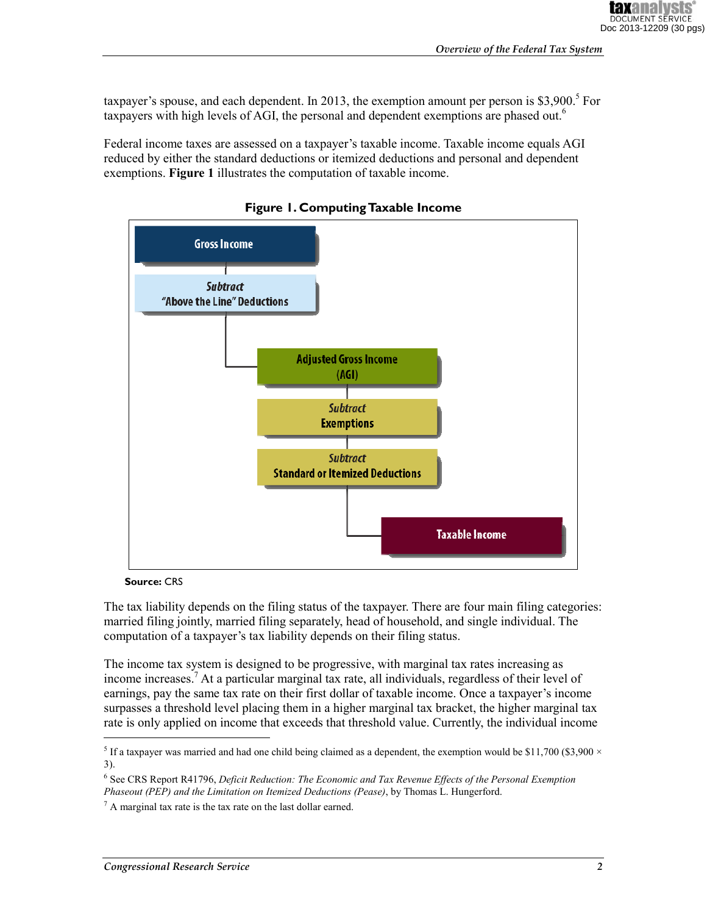taxpayer's spouse, and each dependent. In 2013, the exemption amount per person is $3,900.[5] For taxpayers with high levels of AGI, the personal and dependent exemptions are phased out.[6]

Federal income taxes are assessed on a taxpayer's taxable income. Taxable income equals AGI reduced by either the standard deductions or itemized deductions and personal and dependent exemptions. **Figure 1** illustrates the computation of taxable income.

**Figure 1. Computing Taxable Income**

Gross Income

*Subtract*
"Above the Line" Deductions

Adjusted Gross Income
(AGI)

*Subtract*
Exemptions

*Subtract*
Standard or Itemized Deductions

Taxable Income

**Source:** CRS

The tax liability depends on the filing status of the taxpayer. There are four main filing categories: married filing jointly, married filing separately, head of household, and single individual. The computation of a taxpayer's tax liability depends on their filing status.

The income tax system is designed to be progressive, with marginal tax rates increasing as income increases.[7] At a particular marginal tax rate, all individuals, regardless of their level of earnings, pay the same tax rate on their first dollar of taxable income. Once a taxpayer's income surpasses a threshold level placing them in a higher marginal tax bracket, the higher marginal tax rate is only applied on income that exceeds that threshold value. Currently, the individual income

---

[5] If a taxpayer was married and had one child being claimed as a dependent, the exemption would be $11,700 ($3,900 × 3).

[6] See CRS Report R41796, *Deficit Reduction: The Economic and Tax Revenue Effects of the Personal Exemption Phaseout (PEP) and the Limitation on Itemized Deductions (Pease)*, by Thomas L. Hungerford.

[7] A marginal tax rate is the tax rate on the last dollar earned.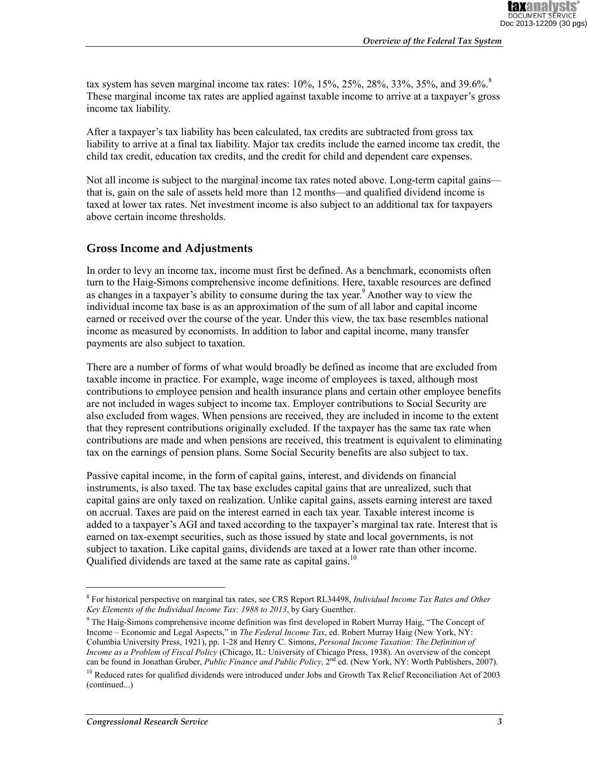tax system has seven marginal income tax rates: 10%, 15%, 25%, 28%, 33%, 35%, and 39.6%.[8] These marginal income tax rates are applied against taxable income to arrive at a taxpayer's gross income tax liability.

After a taxpayer's tax liability has been calculated, tax credits are subtracted from gross tax liability to arrive at a final tax liability. Major tax credits include the earned income tax credit, the child tax credit, education tax credits, and the credit for child and dependent care expenses.

Not all income is subject to the marginal income tax rates noted above. Long-term capital gains—that is, gain on the sale of assets held more than 12 months—and qualified dividend income is taxed at lower tax rates. Net investment income is also subject to an additional tax for taxpayers above certain income thresholds.

## Gross Income and Adjustments

In order to levy an income tax, income must first be defined. As a benchmark, economists often turn to the Haig-Simons comprehensive income definitions. Here, taxable resources are defined as changes in a taxpayer's ability to consume during the tax year.[9] Another way to view the individual income tax base is as an approximation of the sum of all labor and capital income earned or received over the course of the year. Under this view, the tax base resembles national income as measured by economists. In addition to labor and capital income, many transfer payments are also subject to taxation.

There are a number of forms of what would broadly be defined as income that are excluded from taxable income in practice. For example, wage income of employees is taxed, although most contributions to employee pension and health insurance plans and certain other employee benefits are not included in wages subject to income tax. Employer contributions to Social Security are also excluded from wages. When pensions are received, they are included in income to the extent that they represent contributions originally excluded. If the taxpayer has the same tax rate when contributions are made and when pensions are received, this treatment is equivalent to eliminating tax on the earnings of pension plans. Some Social Security benefits are also subject to tax.

Passive capital income, in the form of capital gains, interest, and dividends on financial instruments, is also taxed. The tax base excludes capital gains that are unrealized, such that capital gains are only taxed on realization. Unlike capital gains, assets earning interest are taxed on accrual. Taxes are paid on the interest earned in each tax year. Taxable interest income is added to a taxpayer's AGI and taxed according to the taxpayer's marginal tax rate. Interest that is earned on tax-exempt securities, such as those issued by state and local governments, is not subject to taxation. Like capital gains, dividends are taxed at a lower rate than other income. Qualified dividends are taxed at the same rate as capital gains.[10]

---

[8] For historical perspective on marginal tax rates, see CRS Report RL34498, *Individual Income Tax Rates and Other Key Elements of the Individual Income Tax: 1988 to 2013*, by Gary Guenther.

[9] The Haig-Simons comprehensive income definition was first developed in Robert Murray Haig, "The Concept of Income – Economic and Legal Aspects," in *The Federal Income Tax*, ed. Robert Murray Haig (New York, NY: Columbia University Press, 1921), pp. 1-28 and Henry C. Simons, *Personal Income Taxation: The Definition of Income as a Problem of Fiscal Policy* (Chicago, IL: University of Chicago Press, 1938). An overview of the concept can be found in Jonathan Gruber, *Public Finance and Public Policy*, 2nd ed. (New York, NY: Worth Publishers, 2007).

[10] Reduced rates for qualified dividends were introduced under Jobs and Growth Tax Relief Reconciliation Act of 2003 (continued...)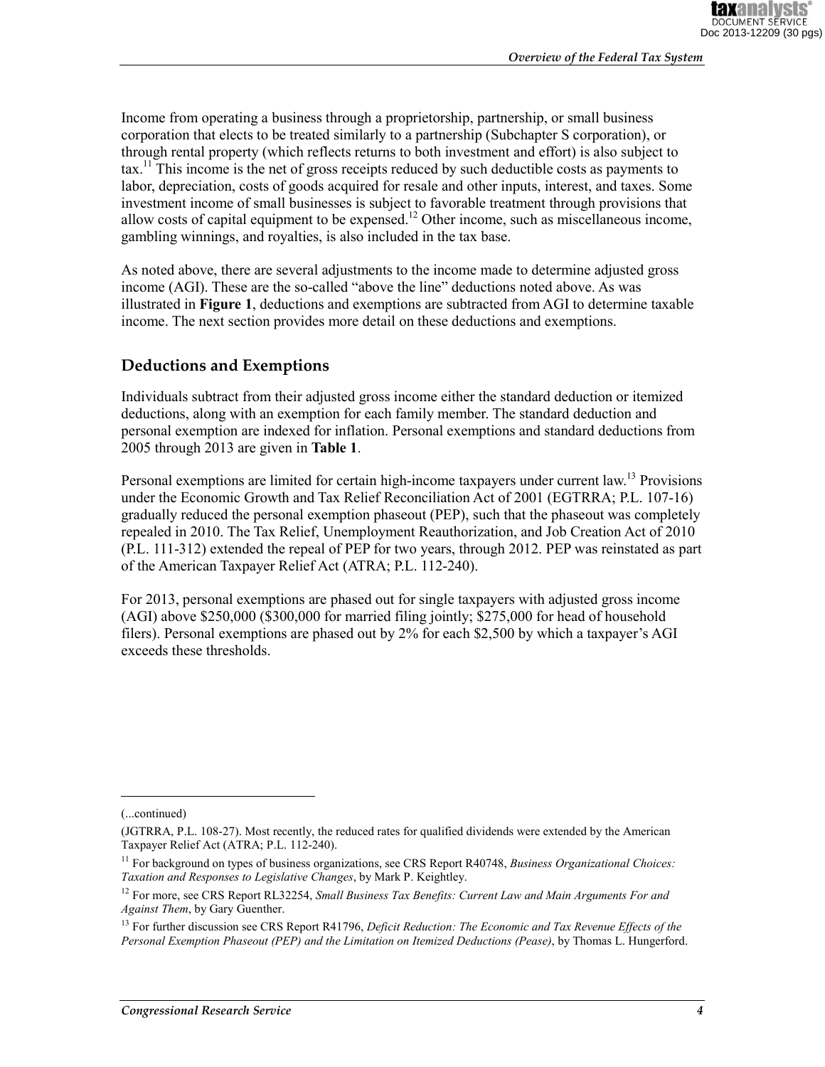Income from operating a business through a proprietorship, partnership, or small business corporation that elects to be treated similarly to a partnership (Subchapter S corporation), or through rental property (which reflects returns to both investment and effort) is also subject to tax.[11] This income is the net of gross receipts reduced by such deductible costs as payments to labor, depreciation, costs of goods acquired for resale and other inputs, interest, and taxes. Some investment income of small businesses is subject to favorable treatment through provisions that allow costs of capital equipment to be expensed.[12] Other income, such as miscellaneous income, gambling winnings, and royalties, is also included in the tax base.

As noted above, there are several adjustments to the income made to determine adjusted gross income (AGI). These are the so-called "above the line" deductions noted above. As was illustrated in **Figure 1**, deductions and exemptions are subtracted from AGI to determine taxable income. The next section provides more detail on these deductions and exemptions.

## Deductions and Exemptions

Individuals subtract from their adjusted gross income either the standard deduction or itemized deductions, along with an exemption for each family member. The standard deduction and personal exemption are indexed for inflation. Personal exemptions and standard deductions from 2005 through 2013 are given in **Table 1**.

Personal exemptions are limited for certain high-income taxpayers under current law.[13] Provisions under the Economic Growth and Tax Relief Reconciliation Act of 2001 (EGTRRA; P.L. 107-16) gradually reduced the personal exemption phaseout (PEP), such that the phaseout was completely repealed in 2010. The Tax Relief, Unemployment Reauthorization, and Job Creation Act of 2010 (P.L. 111-312) extended the repeal of PEP for two years, through 2012. PEP was reinstated as part of the American Taxpayer Relief Act (ATRA; P.L. 112-240).

For 2013, personal exemptions are phased out for single taxpayers with adjusted gross income (AGI) above $250,000 ($300,000 for married filing jointly; $275,000 for head of household filers). Personal exemptions are phased out by 2% for each $2,500 by which a taxpayer's AGI exceeds these thresholds.

---

(...continued)

(JGTRRA, P.L. 108-27). Most recently, the reduced rates for qualified dividends were extended by the American Taxpayer Relief Act (ATRA; P.L. 112-240).

[11] For background on types of business organizations, see CRS Report R40748, *Business Organizational Choices: Taxation and Responses to Legislative Changes*, by Mark P. Keightley.

[12] For more, see CRS Report RL32254, *Small Business Tax Benefits: Current Law and Main Arguments For and Against Them*, by Gary Guenther.

[13] For further discussion see CRS Report R41796, *Deficit Reduction: The Economic and Tax Revenue Effects of the Personal Exemption Phaseout (PEP) and the Limitation on Itemized Deductions (Pease)*, by Thomas L. Hungerford.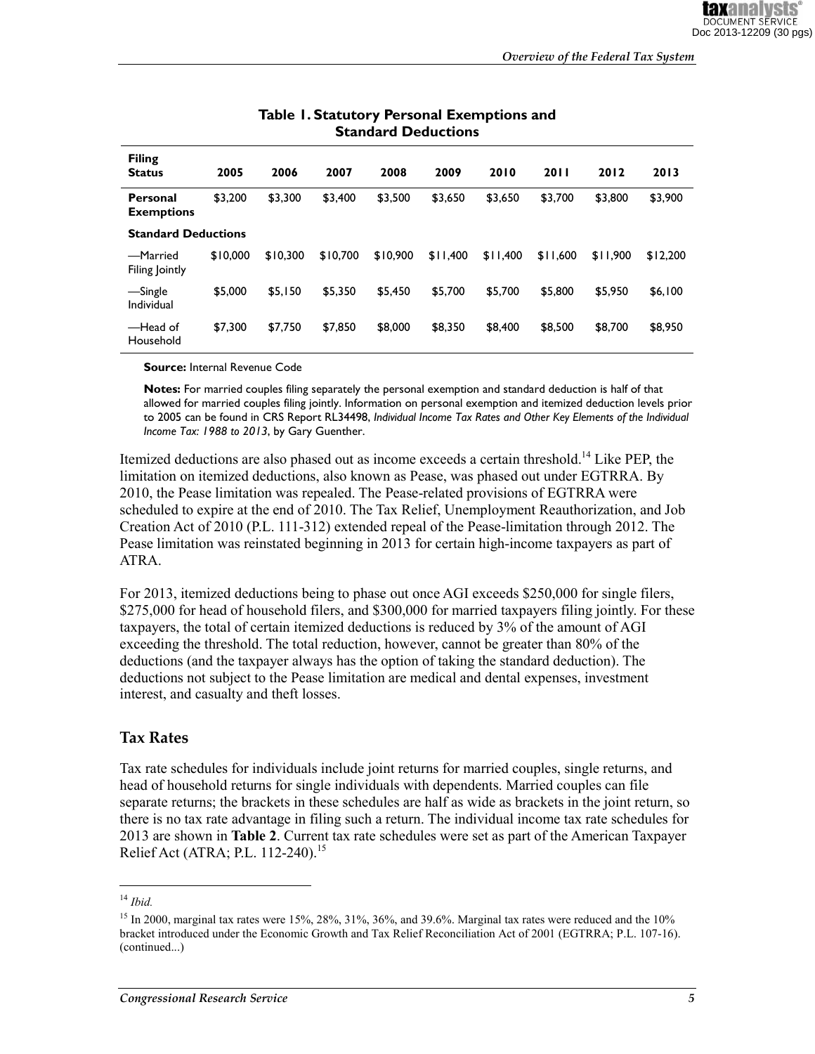**Table 1. Statutory Personal Exemptions and Standard Deductions**

| Filing Status | 2005 | 2006 | 2007 | 2008 | 2009 | 2010 | 2011 | 2012 | 2013 |
|---|---|---|---|---|---|---|---|---|---|
| **Personal Exemptions** | $3,200 | $3,300 | $3,400 | $3,500 | $3,650 | $3,650 | $3,700 | $3,800 | $3,900 |
| **Standard Deductions** | | | | | | | | | |
| —Married Filing Jointly | $10,000 | $10,300 | $10,700 | $10,900 | $11,400 | $11,400 | $11,600 | $11,900 | $12,200 |
| —Single Individual | $5,000 | $5,150 | $5,350 | $5,450 | $5,700 | $5,700 | $5,800 | $5,950 | $6,100 |
| —Head of Household | $7,300 | $7,750 | $7,850 | $8,000 | $8,350 | $8,400 | $8,500 | $8,700 | $8,950 |

**Source:** Internal Revenue Code

**Notes:** For married couples filing separately the personal exemption and standard deduction is half of that allowed for married couples filing jointly. Information on personal exemption and itemized deduction levels prior to 2005 can be found in CRS Report RL34498, *Individual Income Tax Rates and Other Key Elements of the Individual Income Tax: 1988 to 2013*, by Gary Guenther.

Itemized deductions are also phased out as income exceeds a certain threshold.[14] Like PEP, the limitation on itemized deductions, also known as Pease, was phased out under EGTRRA. By 2010, the Pease limitation was repealed. The Pease-related provisions of EGTRRA were scheduled to expire at the end of 2010. The Tax Relief, Unemployment Reauthorization, and Job Creation Act of 2010 (P.L. 111-312) extended repeal of the Pease-limitation through 2012. The Pease limitation was reinstated beginning in 2013 for certain high-income taxpayers as part of ATRA.

For 2013, itemized deductions being to phase out once AGI exceeds $250,000 for single filers, $275,000 for head of household filers, and $300,000 for married taxpayers filing jointly. For these taxpayers, the total of certain itemized deductions is reduced by 3% of the amount of AGI exceeding the threshold. The total reduction, however, cannot be greater than 80% of the deductions (and the taxpayer always has the option of taking the standard deduction). The deductions not subject to the Pease limitation are medical and dental expenses, investment interest, and casualty and theft losses.

## Tax Rates

Tax rate schedules for individuals include joint returns for married couples, single returns, and head of household returns for single individuals with dependents. Married couples can file separate returns; the brackets in these schedules are half as wide as brackets in the joint return, so there is no tax rate advantage in filing such a return. The individual income tax rate schedules for 2013 are shown in **Table 2**. Current tax rate schedules were set as part of the American Taxpayer Relief Act (ATRA; P.L. 112-240).[15]

---

[14] *Ibid.*

[15] In 2000, marginal tax rates were 15%, 28%, 31%, 36%, and 39.6%. Marginal tax rates were reduced and the 10% bracket introduced under the Economic Growth and Tax Relief Reconciliation Act of 2001 (EGTRRA; P.L. 107-16). (continued...)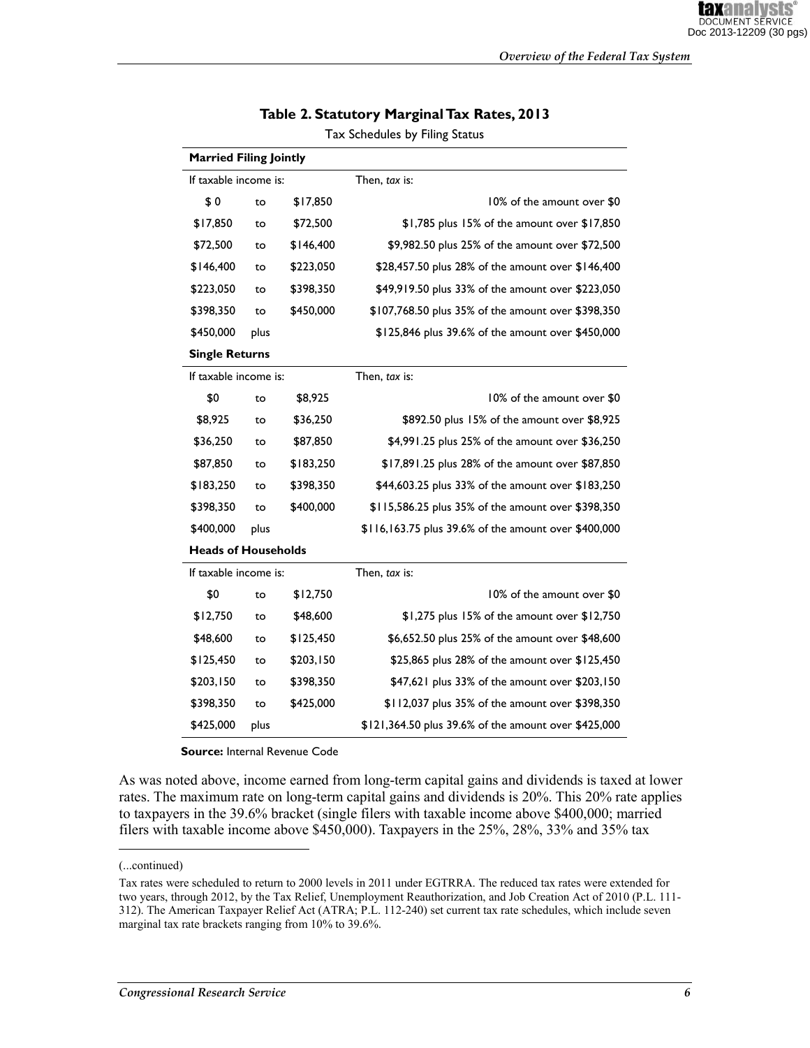**Table 2. Statutory Marginal Tax Rates, 2013**

Tax Schedules by Filing Status

| If taxable income is: | | | Then, *tax* is: |
|---|---|---|---|
| **Married Filing Jointly** | | | |
| $ 0 | to | $17,850 | 10% of the amount over $0 |
| $17,850 | to | $72,500 | $1,785 plus 15% of the amount over $17,850 |
| $72,500 | to | $146,400 | $9,982.50 plus 25% of the amount over $72,500 |
| $146,400 | to | $223,050 | $28,457.50 plus 28% of the amount over $146,400 |
| $223,050 | to | $398,350 | $49,919.50 plus 33% of the amount over $223,050 |
| $398,350 | to | $450,000 | $107,768.50 plus 35% of the amount over $398,350 |
| $450,000 | plus | | $125,846 plus 39.6% of the amount over $450,000 |
| **Single Returns** | | | |
| $0 | to | $8,925 | 10% of the amount over $0 |
| $8,925 | to | $36,250 | $892.50 plus 15% of the amount over $8,925 |
| $36,250 | to | $87,850 | $4,991.25 plus 25% of the amount over $36,250 |
| $87,850 | to | $183,250 | $17,891.25 plus 28% of the amount over $87,850 |
| $183,250 | to | $398,350 | $44,603.25 plus 33% of the amount over $183,250 |
| $398,350 | to | $400,000 | $115,586.25 plus 35% of the amount over $398,350 |
| $400,000 | plus | | $116,163.75 plus 39.6% of the amount over $400,000 |
| **Heads of Households** | | | |
| $0 | to | $12,750 | 10% of the amount over $0 |
| $12,750 | to | $48,600 | $1,275 plus 15% of the amount over $12,750 |
| $48,600 | to | $125,450 | $6,652.50 plus 25% of the amount over $48,600 |
| $125,450 | to | $203,150 | $25,865 plus 28% of the amount over $125,450 |
| $203,150 | to | $398,350 | $47,621 plus 33% of the amount over $203,150 |
| $398,350 | to | $425,000 | $112,037 plus 35% of the amount over $398,350 |
| $425,000 | plus | | $121,364.50 plus 39.6% of the amount over $425,000 |

**Source:** Internal Revenue Code

As was noted above, income earned from long-term capital gains and dividends is taxed at lower rates. The maximum rate on long-term capital gains and dividends is 20%. This 20% rate applies to taxpayers in the 39.6% bracket (single filers with taxable income above $400,000; married filers with taxable income above $450,000). Taxpayers in the 25%, 28%, 33% and 35% tax

(...continued)

Tax rates were scheduled to return to 2000 levels in 2011 under EGTRRA. The reduced tax rates were extended for two years, through 2012, by the Tax Relief, Unemployment Reauthorization, and Job Creation Act of 2010 (P.L. 111-312). The American Taxpayer Relief Act (ATRA; P.L. 112-240) set current tax rate schedules, which include seven marginal tax rate brackets ranging from 10% to 39.6%.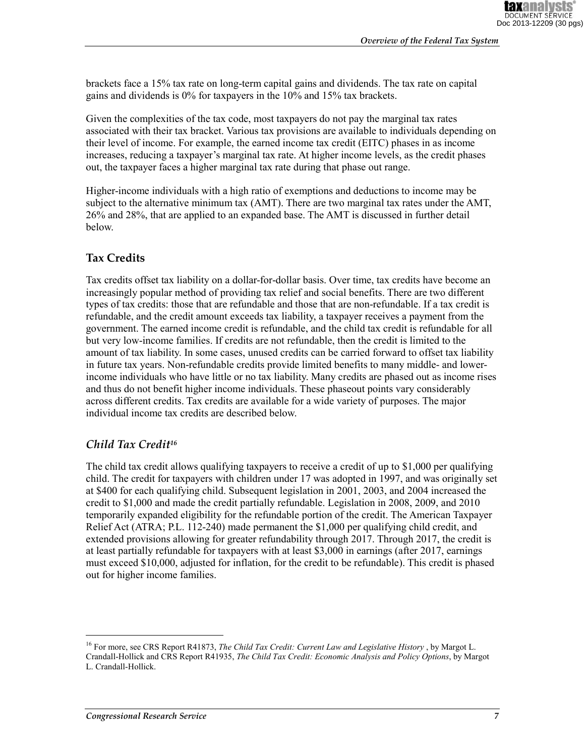brackets face a 15% tax rate on long-term capital gains and dividends. The tax rate on capital gains and dividends is 0% for taxpayers in the 10% and 15% tax brackets.

Given the complexities of the tax code, most taxpayers do not pay the marginal tax rates associated with their tax bracket. Various tax provisions are available to individuals depending on their level of income. For example, the earned income tax credit (EITC) phases in as income increases, reducing a taxpayer's marginal tax rate. At higher income levels, as the credit phases out, the taxpayer faces a higher marginal tax rate during that phase out range.

Higher-income individuals with a high ratio of exemptions and deductions to income may be subject to the alternative minimum tax (AMT). There are two marginal tax rates under the AMT, 26% and 28%, that are applied to an expanded base. The AMT is discussed in further detail below.

## Tax Credits

Tax credits offset tax liability on a dollar-for-dollar basis. Over time, tax credits have become an increasingly popular method of providing tax relief and social benefits. There are two different types of tax credits: those that are refundable and those that are non-refundable. If a tax credit is refundable, and the credit amount exceeds tax liability, a taxpayer receives a payment from the government. The earned income credit is refundable, and the child tax credit is refundable for all but very low-income families. If credits are not refundable, then the credit is limited to the amount of tax liability. In some cases, unused credits can be carried forward to offset tax liability in future tax years. Non-refundable credits provide limited benefits to many middle- and lower-income individuals who have little or no tax liability. Many credits are phased out as income rises and thus do not benefit higher income individuals. These phaseout points vary considerably across different credits. Tax credits are available for a wide variety of purposes. The major individual income tax credits are described below.

### *Child Tax Credit*[16]

The child tax credit allows qualifying taxpayers to receive a credit of up to $1,000 per qualifying child. The credit for taxpayers with children under 17 was adopted in 1997, and was originally set at $400 for each qualifying child. Subsequent legislation in 2001, 2003, and 2004 increased the credit to $1,000 and made the credit partially refundable. Legislation in 2008, 2009, and 2010 temporarily expanded eligibility for the refundable portion of the credit. The American Taxpayer Relief Act (ATRA; P.L. 112-240) made permanent the $1,000 per qualifying child credit, and extended provisions allowing for greater refundability through 2017. Through 2017, the credit is at least partially refundable for taxpayers with at least $3,000 in earnings (after 2017, earnings must exceed $10,000, adjusted for inflation, for the credit to be refundable). This credit is phased out for higher income families.

---

[16] For more, see CRS Report R41873, *The Child Tax Credit: Current Law and Legislative History* , by Margot L. Crandall-Hollick and CRS Report R41935, *The Child Tax Credit: Economic Analysis and Policy Options*, by Margot L. Crandall-Hollick.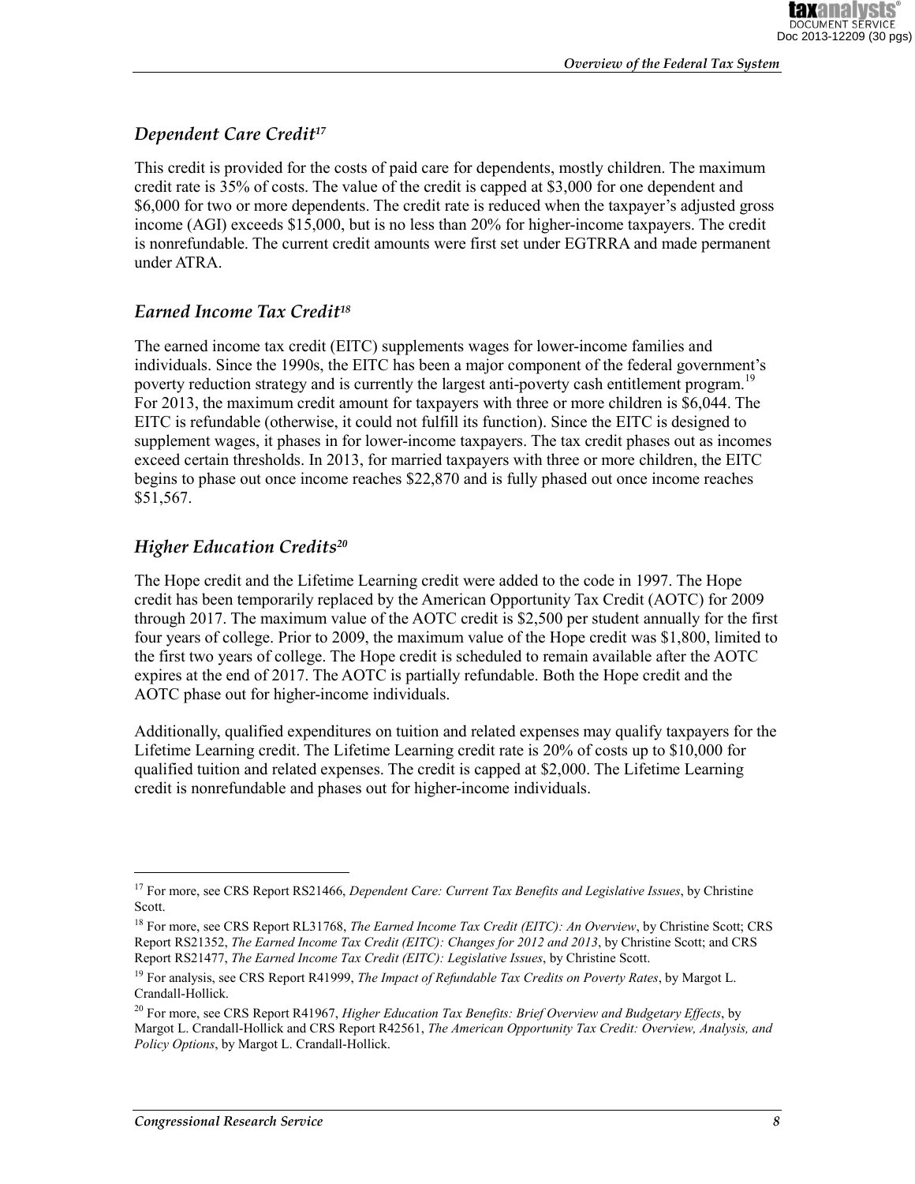### *Dependent Care Credit*[17]

This credit is provided for the costs of paid care for dependents, mostly children. The maximum credit rate is 35% of costs. The value of the credit is capped at $3,000 for one dependent and $6,000 for two or more dependents. The credit rate is reduced when the taxpayer's adjusted gross income (AGI) exceeds $15,000, but is no less than 20% for higher-income taxpayers. The credit is nonrefundable. The current credit amounts were first set under EGTRRA and made permanent under ATRA.

### *Earned Income Tax Credit*[18]

The earned income tax credit (EITC) supplements wages for lower-income families and individuals. Since the 1990s, the EITC has been a major component of the federal government's poverty reduction strategy and is currently the largest anti-poverty cash entitlement program.[19] For 2013, the maximum credit amount for taxpayers with three or more children is $6,044. The EITC is refundable (otherwise, it could not fulfill its function). Since the EITC is designed to supplement wages, it phases in for lower-income taxpayers. The tax credit phases out as incomes exceed certain thresholds. In 2013, for married taxpayers with three or more children, the EITC begins to phase out once income reaches $22,870 and is fully phased out once income reaches $51,567.

### *Higher Education Credits*[20]

The Hope credit and the Lifetime Learning credit were added to the code in 1997. The Hope credit has been temporarily replaced by the American Opportunity Tax Credit (AOTC) for 2009 through 2017. The maximum value of the AOTC credit is $2,500 per student annually for the first four years of college. Prior to 2009, the maximum value of the Hope credit was $1,800, limited to the first two years of college. The Hope credit is scheduled to remain available after the AOTC expires at the end of 2017. The AOTC is partially refundable. Both the Hope credit and the AOTC phase out for higher-income individuals.

Additionally, qualified expenditures on tuition and related expenses may qualify taxpayers for the Lifetime Learning credit. The Lifetime Learning credit rate is 20% of costs up to $10,000 for qualified tuition and related expenses. The credit is capped at $2,000. The Lifetime Learning credit is nonrefundable and phases out for higher-income individuals.

---

[17] For more, see CRS Report RS21466, *Dependent Care: Current Tax Benefits and Legislative Issues*, by Christine Scott.

[18] For more, see CRS Report RL31768, *The Earned Income Tax Credit (EITC): An Overview*, by Christine Scott; CRS Report RS21352, *The Earned Income Tax Credit (EITC): Changes for 2012 and 2013*, by Christine Scott; and CRS Report RS21477, *The Earned Income Tax Credit (EITC): Legislative Issues*, by Christine Scott.

[19] For analysis, see CRS Report R41999, *The Impact of Refundable Tax Credits on Poverty Rates*, by Margot L. Crandall-Hollick.

[20] For more, see CRS Report R41967, *Higher Education Tax Benefits: Brief Overview and Budgetary Effects*, by Margot L. Crandall-Hollick and CRS Report R42561, *The American Opportunity Tax Credit: Overview, Analysis, and Policy Options*, by Margot L. Crandall-Hollick.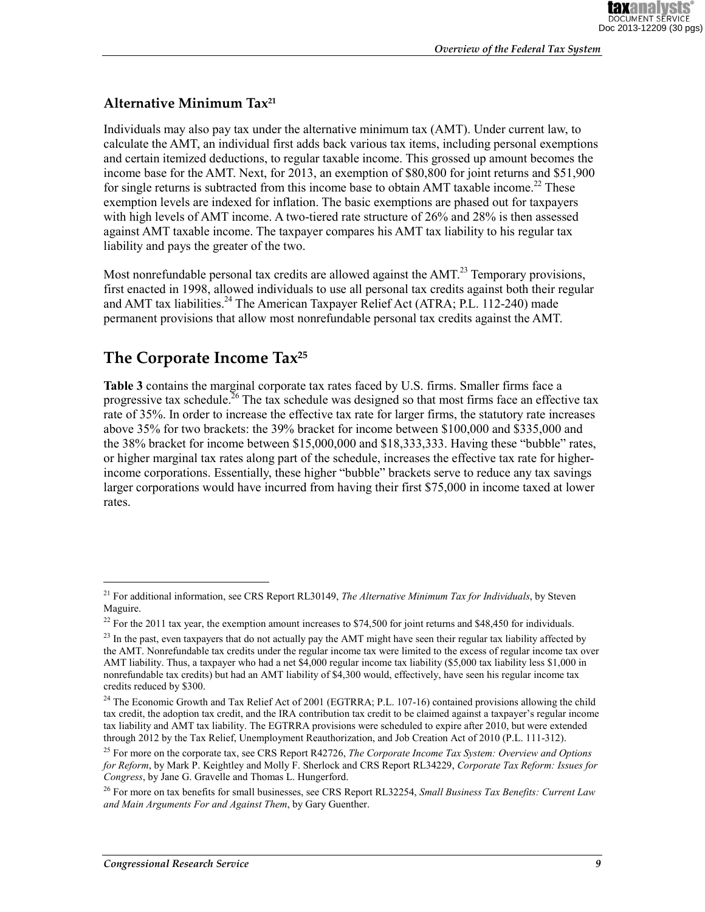## Alternative Minimum Tax[21]

Individuals may also pay tax under the alternative minimum tax (AMT). Under current law, to calculate the AMT, an individual first adds back various tax items, including personal exemptions and certain itemized deductions, to regular taxable income. This grossed up amount becomes the income base for the AMT. Next, for 2013, an exemption of $80,800 for joint returns and $51,900 for single returns is subtracted from this income base to obtain AMT taxable income.[22] These exemption levels are indexed for inflation. The basic exemptions are phased out for taxpayers with high levels of AMT income. A two-tiered rate structure of 26% and 28% is then assessed against AMT taxable income. The taxpayer compares his AMT tax liability to his regular tax liability and pays the greater of the two.

Most nonrefundable personal tax credits are allowed against the AMT.[23] Temporary provisions, first enacted in 1998, allowed individuals to use all personal tax credits against both their regular and AMT tax liabilities.[24] The American Taxpayer Relief Act (ATRA; P.L. 112-240) made permanent provisions that allow most nonrefundable personal tax credits against the AMT.

# The Corporate Income Tax[25]

**Table 3** contains the marginal corporate tax rates faced by U.S. firms. Smaller firms face a progressive tax schedule.[26] The tax schedule was designed so that most firms face an effective tax rate of 35%. In order to increase the effective tax rate for larger firms, the statutory rate increases above 35% for two brackets: the 39% bracket for income between $100,000 and $335,000 and the 38% bracket for income between $15,000,000 and $18,333,333. Having these "bubble" rates, or higher marginal tax rates along part of the schedule, increases the effective tax rate for higher-income corporations. Essentially, these higher "bubble" brackets serve to reduce any tax savings larger corporations would have incurred from having their first $75,000 in income taxed at lower rates.

---

[21] For additional information, see CRS Report RL30149, *The Alternative Minimum Tax for Individuals*, by Steven Maguire.

[22] For the 2011 tax year, the exemption amount increases to $74,500 for joint returns and $48,450 for individuals.

[23] In the past, even taxpayers that do not actually pay the AMT might have seen their regular tax liability affected by the AMT. Nonrefundable tax credits under the regular income tax were limited to the excess of regular income tax over AMT liability. Thus, a taxpayer who had a net $4,000 regular income tax liability ($5,000 tax liability less $1,000 in nonrefundable tax credits) but had an AMT liability of $4,300 would, effectively, have seen his regular income tax credits reduced by $300.

[24] The Economic Growth and Tax Relief Act of 2001 (EGTRRA; P.L. 107-16) contained provisions allowing the child tax credit, the adoption tax credit, and the IRA contribution tax credit to be claimed against a taxpayer's regular income tax liability and AMT tax liability. The EGTRRA provisions were scheduled to expire after 2010, but were extended through 2012 by the Tax Relief, Unemployment Reauthorization, and Job Creation Act of 2010 (P.L. 111-312).

[25] For more on the corporate tax, see CRS Report R42726, *The Corporate Income Tax System: Overview and Options for Reform*, by Mark P. Keightley and Molly F. Sherlock and CRS Report RL34229, *Corporate Tax Reform: Issues for Congress*, by Jane G. Gravelle and Thomas L. Hungerford.

[26] For more on tax benefits for small businesses, see CRS Report RL32254, *Small Business Tax Benefits: Current Law and Main Arguments For and Against Them*, by Gary Guenther.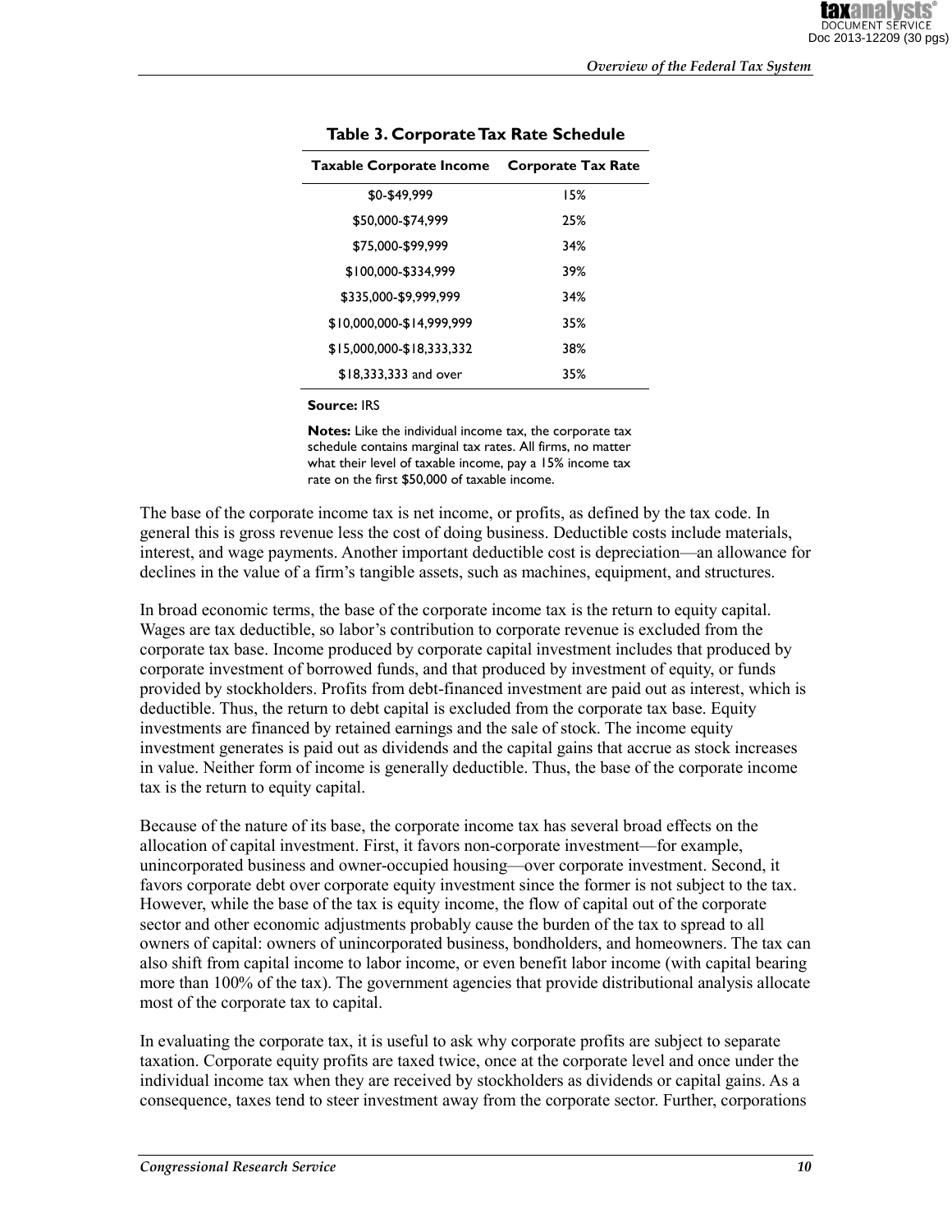**Table 3. Corporate Tax Rate Schedule**

| Taxable Corporate Income | Corporate Tax Rate |
|---|---|
| $0-$49,999 | 15% |
| $50,000-$74,999 | 25% |
| $75,000-$99,999 | 34% |
| $100,000-$334,999 | 39% |
| $335,000-$9,999,999 | 34% |
| $10,000,000-$14,999,999 | 35% |
| $15,000,000-$18,333,332 | 38% |
| $18,333,333 and over | 35% |

**Source:** IRS

**Notes:** Like the individual income tax, the corporate tax schedule contains marginal tax rates. All firms, no matter what their level of taxable income, pay a 15% income tax rate on the first $50,000 of taxable income.

The base of the corporate income tax is net income, or profits, as defined by the tax code. In general this is gross revenue less the cost of doing business. Deductible costs include materials, interest, and wage payments. Another important deductible cost is depreciation—an allowance for declines in the value of a firm's tangible assets, such as machines, equipment, and structures.

In broad economic terms, the base of the corporate income tax is the return to equity capital. Wages are tax deductible, so labor's contribution to corporate revenue is excluded from the corporate tax base. Income produced by corporate capital investment includes that produced by corporate investment of borrowed funds, and that produced by investment of equity, or funds provided by stockholders. Profits from debt-financed investment are paid out as interest, which is deductible. Thus, the return to debt capital is excluded from the corporate tax base. Equity investments are financed by retained earnings and the sale of stock. The income equity investment generates is paid out as dividends and the capital gains that accrue as stock increases in value. Neither form of income is generally deductible. Thus, the base of the corporate income tax is the return to equity capital.

Because of the nature of its base, the corporate income tax has several broad effects on the allocation of capital investment. First, it favors non-corporate investment—for example, unincorporated business and owner-occupied housing—over corporate investment. Second, it favors corporate debt over corporate equity investment since the former is not subject to the tax. However, while the base of the tax is equity income, the flow of capital out of the corporate sector and other economic adjustments probably cause the burden of the tax to spread to all owners of capital: owners of unincorporated business, bondholders, and homeowners. The tax can also shift from capital income to labor income, or even benefit labor income (with capital bearing more than 100% of the tax). The government agencies that provide distributional analysis allocate most of the corporate tax to capital.

In evaluating the corporate tax, it is useful to ask why corporate profits are subject to separate taxation. Corporate equity profits are taxed twice, once at the corporate level and once under the individual income tax when they are received by stockholders as dividends or capital gains. As a consequence, taxes tend to steer investment away from the corporate sector. Further, corporations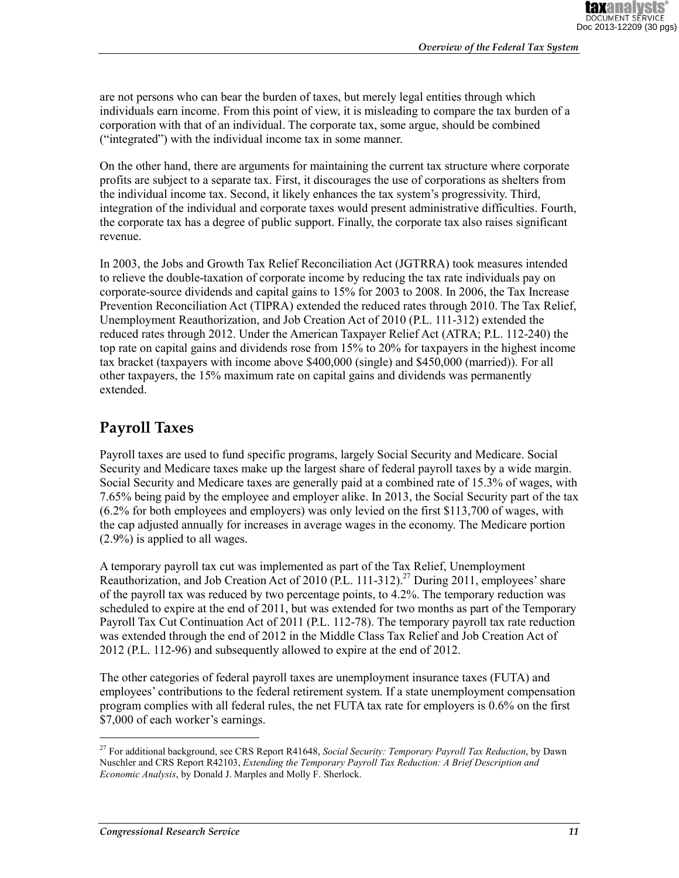are not persons who can bear the burden of taxes, but merely legal entities through which individuals earn income. From this point of view, it is misleading to compare the tax burden of a corporation with that of an individual. The corporate tax, some argue, should be combined ("integrated") with the individual income tax in some manner.

On the other hand, there are arguments for maintaining the current tax structure where corporate profits are subject to a separate tax. First, it discourages the use of corporations as shelters from the individual income tax. Second, it likely enhances the tax system's progressivity. Third, integration of the individual and corporate taxes would present administrative difficulties. Fourth, the corporate tax has a degree of public support. Finally, the corporate tax also raises significant revenue.

In 2003, the Jobs and Growth Tax Relief Reconciliation Act (JGTRRA) took measures intended to relieve the double-taxation of corporate income by reducing the tax rate individuals pay on corporate-source dividends and capital gains to 15% for 2003 to 2008. In 2006, the Tax Increase Prevention Reconciliation Act (TIPRA) extended the reduced rates through 2010. The Tax Relief, Unemployment Reauthorization, and Job Creation Act of 2010 (P.L. 111-312) extended the reduced rates through 2012. Under the American Taxpayer Relief Act (ATRA; P.L. 112-240) the top rate on capital gains and dividends rose from 15% to 20% for taxpayers in the highest income tax bracket (taxpayers with income above $400,000 (single) and $450,000 (married)). For all other taxpayers, the 15% maximum rate on capital gains and dividends was permanently extended.

## Payroll Taxes

Payroll taxes are used to fund specific programs, largely Social Security and Medicare. Social Security and Medicare taxes make up the largest share of federal payroll taxes by a wide margin. Social Security and Medicare taxes are generally paid at a combined rate of 15.3% of wages, with 7.65% being paid by the employee and employer alike. In 2013, the Social Security part of the tax (6.2% for both employees and employers) was only levied on the first $113,700 of wages, with the cap adjusted annually for increases in average wages in the economy. The Medicare portion (2.9%) is applied to all wages.

A temporary payroll tax cut was implemented as part of the Tax Relief, Unemployment Reauthorization, and Job Creation Act of 2010 (P.L. 111-312).[27] During 2011, employees' share of the payroll tax was reduced by two percentage points, to 4.2%. The temporary reduction was scheduled to expire at the end of 2011, but was extended for two months as part of the Temporary Payroll Tax Cut Continuation Act of 2011 (P.L. 112-78). The temporary payroll tax rate reduction was extended through the end of 2012 in the Middle Class Tax Relief and Job Creation Act of 2012 (P.L. 112-96) and subsequently allowed to expire at the end of 2012.

The other categories of federal payroll taxes are unemployment insurance taxes (FUTA) and employees' contributions to the federal retirement system. If a state unemployment compensation program complies with all federal rules, the net FUTA tax rate for employers is 0.6% on the first $7,000 of each worker's earnings.

---

[27] For additional background, see CRS Report R41648, *Social Security: Temporary Payroll Tax Reduction*, by Dawn Nuschler and CRS Report R42103, *Extending the Temporary Payroll Tax Reduction: A Brief Description and Economic Analysis*, by Donald J. Marples and Molly F. Sherlock.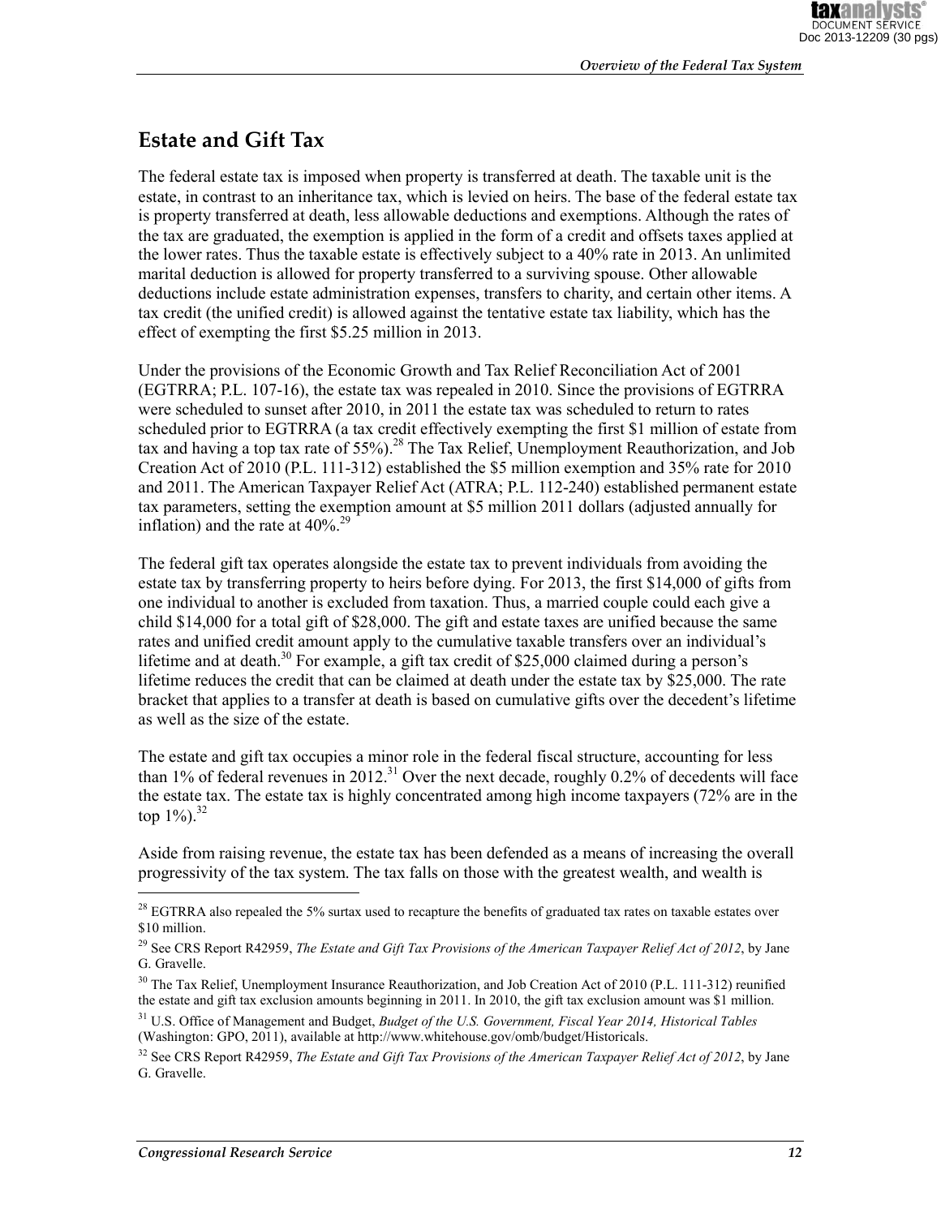## Estate and Gift Tax

The federal estate tax is imposed when property is transferred at death. The taxable unit is the estate, in contrast to an inheritance tax, which is levied on heirs. The base of the federal estate tax is property transferred at death, less allowable deductions and exemptions. Although the rates of the tax are graduated, the exemption is applied in the form of a credit and offsets taxes applied at the lower rates. Thus the taxable estate is effectively subject to a 40% rate in 2013. An unlimited marital deduction is allowed for property transferred to a surviving spouse. Other allowable deductions include estate administration expenses, transfers to charity, and certain other items. A tax credit (the unified credit) is allowed against the tentative estate tax liability, which has the effect of exempting the first $5.25 million in 2013.

Under the provisions of the Economic Growth and Tax Relief Reconciliation Act of 2001 (EGTRRA; P.L. 107-16), the estate tax was repealed in 2010. Since the provisions of EGTRRA were scheduled to sunset after 2010, in 2011 the estate tax was scheduled to return to rates scheduled prior to EGTRRA (a tax credit effectively exempting the first $1 million of estate from tax and having a top tax rate of 55%).[28] The Tax Relief, Unemployment Reauthorization, and Job Creation Act of 2010 (P.L. 111-312) established the $5 million exemption and 35% rate for 2010 and 2011. The American Taxpayer Relief Act (ATRA; P.L. 112-240) established permanent estate tax parameters, setting the exemption amount at $5 million 2011 dollars (adjusted annually for inflation) and the rate at 40%.[29]

The federal gift tax operates alongside the estate tax to prevent individuals from avoiding the estate tax by transferring property to heirs before dying. For 2013, the first $14,000 of gifts from one individual to another is excluded from taxation. Thus, a married couple could each give a child $14,000 for a total gift of $28,000. The gift and estate taxes are unified because the same rates and unified credit amount apply to the cumulative taxable transfers over an individual's lifetime and at death.[30] For example, a gift tax credit of $25,000 claimed during a person's lifetime reduces the credit that can be claimed at death under the estate tax by $25,000. The rate bracket that applies to a transfer at death is based on cumulative gifts over the decedent's lifetime as well as the size of the estate.

The estate and gift tax occupies a minor role in the federal fiscal structure, accounting for less than 1% of federal revenues in 2012.[31] Over the next decade, roughly 0.2% of decedents will face the estate tax. The estate tax is highly concentrated among high income taxpayers (72% are in the top 1%).[32]

Aside from raising revenue, the estate tax has been defended as a means of increasing the overall progressivity of the tax system. The tax falls on those with the greatest wealth, and wealth is

---

[28] EGTRRA also repealed the 5% surtax used to recapture the benefits of graduated tax rates on taxable estates over $10 million.

[29] See CRS Report R42959, *The Estate and Gift Tax Provisions of the American Taxpayer Relief Act of 2012*, by Jane G. Gravelle.

[30] The Tax Relief, Unemployment Insurance Reauthorization, and Job Creation Act of 2010 (P.L. 111-312) reunified the estate and gift tax exclusion amounts beginning in 2011. In 2010, the gift tax exclusion amount was $1 million.

[31] U.S. Office of Management and Budget, *Budget of the U.S. Government, Fiscal Year 2014, Historical Tables* (Washington: GPO, 2011), available at http://www.whitehouse.gov/omb/budget/Historicals.

[32] See CRS Report R42959, *The Estate and Gift Tax Provisions of the American Taxpayer Relief Act of 2012*, by Jane G. Gravelle.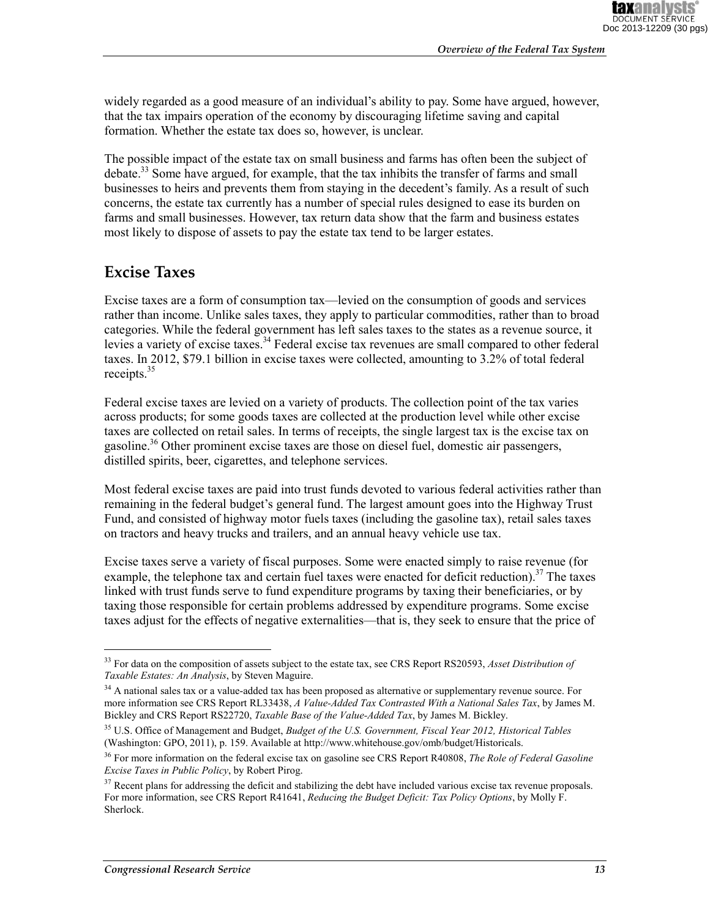widely regarded as a good measure of an individual's ability to pay. Some have argued, however, that the tax impairs operation of the economy by discouraging lifetime saving and capital formation. Whether the estate tax does so, however, is unclear.

The possible impact of the estate tax on small business and farms has often been the subject of debate.[33] Some have argued, for example, that the tax inhibits the transfer of farms and small businesses to heirs and prevents them from staying in the decedent's family. As a result of such concerns, the estate tax currently has a number of special rules designed to ease its burden on farms and small businesses. However, tax return data show that the farm and business estates most likely to dispose of assets to pay the estate tax tend to be larger estates.

## Excise Taxes

Excise taxes are a form of consumption tax—levied on the consumption of goods and services rather than income. Unlike sales taxes, they apply to particular commodities, rather than to broad categories. While the federal government has left sales taxes to the states as a revenue source, it levies a variety of excise taxes.[34] Federal excise tax revenues are small compared to other federal taxes. In 2012, $79.1 billion in excise taxes were collected, amounting to 3.2% of total federal receipts.[35]

Federal excise taxes are levied on a variety of products. The collection point of the tax varies across products; for some goods taxes are collected at the production level while other excise taxes are collected on retail sales. In terms of receipts, the single largest tax is the excise tax on gasoline.[36] Other prominent excise taxes are those on diesel fuel, domestic air passengers, distilled spirits, beer, cigarettes, and telephone services.

Most federal excise taxes are paid into trust funds devoted to various federal activities rather than remaining in the federal budget's general fund. The largest amount goes into the Highway Trust Fund, and consisted of highway motor fuels taxes (including the gasoline tax), retail sales taxes on tractors and heavy trucks and trailers, and an annual heavy vehicle use tax.

Excise taxes serve a variety of fiscal purposes. Some were enacted simply to raise revenue (for example, the telephone tax and certain fuel taxes were enacted for deficit reduction).[37] The taxes linked with trust funds serve to fund expenditure programs by taxing their beneficiaries, or by taxing those responsible for certain problems addressed by expenditure programs. Some excise taxes adjust for the effects of negative externalities—that is, they seek to ensure that the price of

---

[33] For data on the composition of assets subject to the estate tax, see CRS Report RS20593, *Asset Distribution of Taxable Estates: An Analysis*, by Steven Maguire.

[34] A national sales tax or a value-added tax has been proposed as alternative or supplementary revenue source. For more information see CRS Report RL33438, *A Value-Added Tax Contrasted With a National Sales Tax*, by James M. Bickley and CRS Report RS22720, *Taxable Base of the Value-Added Tax*, by James M. Bickley.

[35] U.S. Office of Management and Budget, *Budget of the U.S. Government, Fiscal Year 2012, Historical Tables* (Washington: GPO, 2011), p. 159. Available at http://www.whitehouse.gov/omb/budget/Historicals.

[36] For more information on the federal excise tax on gasoline see CRS Report R40808, *The Role of Federal Gasoline Excise Taxes in Public Policy*, by Robert Pirog.

[37] Recent plans for addressing the deficit and stabilizing the debt have included various excise tax revenue proposals. For more information, see CRS Report R41641, *Reducing the Budget Deficit: Tax Policy Options*, by Molly F. Sherlock.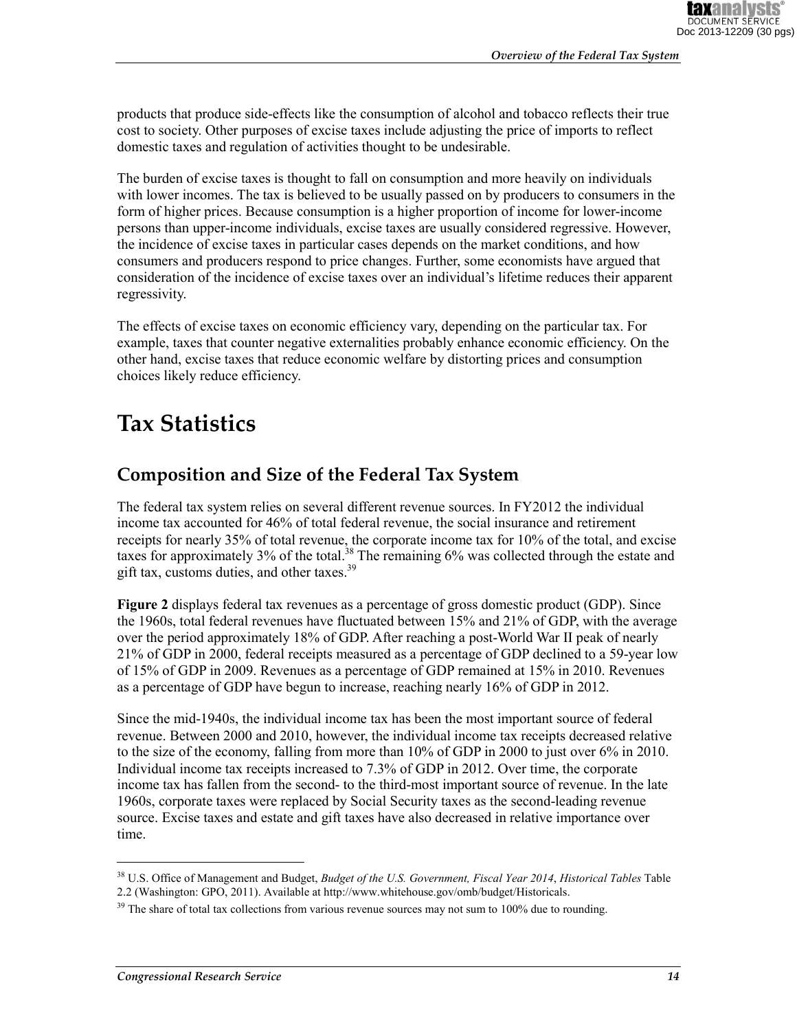products that produce side-effects like the consumption of alcohol and tobacco reflects their true cost to society. Other purposes of excise taxes include adjusting the price of imports to reflect domestic taxes and regulation of activities thought to be undesirable.

The burden of excise taxes is thought to fall on consumption and more heavily on individuals with lower incomes. The tax is believed to be usually passed on by producers to consumers in the form of higher prices. Because consumption is a higher proportion of income for lower-income persons than upper-income individuals, excise taxes are usually considered regressive. However, the incidence of excise taxes in particular cases depends on the market conditions, and how consumers and producers respond to price changes. Further, some economists have argued that consideration of the incidence of excise taxes over an individual's lifetime reduces their apparent regressivity.

The effects of excise taxes on economic efficiency vary, depending on the particular tax. For example, taxes that counter negative externalities probably enhance economic efficiency. On the other hand, excise taxes that reduce economic welfare by distorting prices and consumption choices likely reduce efficiency.

# Tax Statistics

## Composition and Size of the Federal Tax System

The federal tax system relies on several different revenue sources. In FY2012 the individual income tax accounted for 46% of total federal revenue, the social insurance and retirement receipts for nearly 35% of total revenue, the corporate income tax for 10% of the total, and excise taxes for approximately 3% of the total.[38] The remaining 6% was collected through the estate and gift tax, customs duties, and other taxes.[39]

**Figure 2** displays federal tax revenues as a percentage of gross domestic product (GDP). Since the 1960s, total federal revenues have fluctuated between 15% and 21% of GDP, with the average over the period approximately 18% of GDP. After reaching a post-World War II peak of nearly 21% of GDP in 2000, federal receipts measured as a percentage of GDP declined to a 59-year low of 15% of GDP in 2009. Revenues as a percentage of GDP remained at 15% in 2010. Revenues as a percentage of GDP have begun to increase, reaching nearly 16% of GDP in 2012.

Since the mid-1940s, the individual income tax has been the most important source of federal revenue. Between 2000 and 2010, however, the individual income tax receipts decreased relative to the size of the economy, falling from more than 10% of GDP in 2000 to just over 6% in 2010. Individual income tax receipts increased to 7.3% of GDP in 2012. Over time, the corporate income tax has fallen from the second- to the third-most important source of revenue. In the late 1960s, corporate taxes were replaced by Social Security taxes as the second-leading revenue source. Excise taxes and estate and gift taxes have also decreased in relative importance over time.

---

[38] U.S. Office of Management and Budget, *Budget of the U.S. Government, Fiscal Year 2014*, *Historical Tables* Table 2.2 (Washington: GPO, 2011). Available at http://www.whitehouse.gov/omb/budget/Historicals.

[39] The share of total tax collections from various revenue sources may not sum to 100% due to rounding.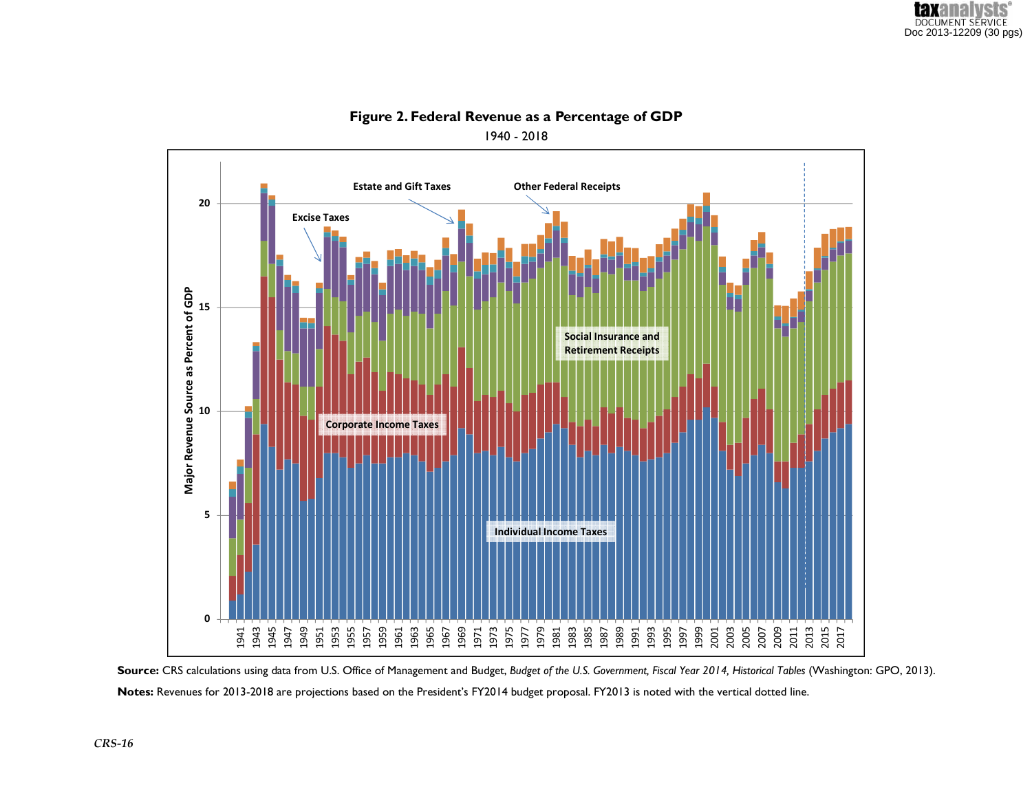**Figure 2. Federal Revenue as a Percentage of GDP**

1940 - 2018

**Source:** CRS calculations using data from U.S. Office of Management and Budget, *Budget of the U.S. Government, Fiscal Year 2014, Historical Tables* (Washington: GPO, 2013).

**Notes:** Revenues for 2013-2018 are projections based on the President's FY2014 budget proposal. FY2013 is noted with the vertical dotted line.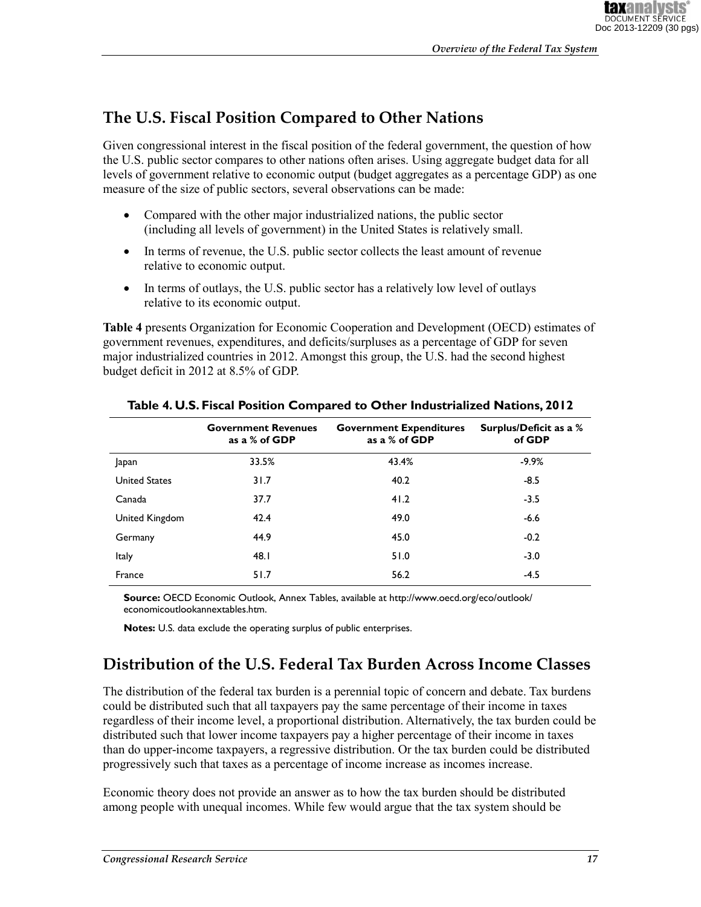## The U.S. Fiscal Position Compared to Other Nations

Given congressional interest in the fiscal position of the federal government, the question of how the U.S. public sector compares to other nations often arises. Using aggregate budget data for all levels of government relative to economic output (budget aggregates as a percentage GDP) as one measure of the size of public sectors, several observations can be made:

- Compared with the other major industrialized nations, the public sector (including all levels of government) in the United States is relatively small.
- In terms of revenue, the U.S. public sector collects the least amount of revenue relative to economic output.
- In terms of outlays, the U.S. public sector has a relatively low level of outlays relative to its economic output.

**Table 4** presents Organization for Economic Cooperation and Development (OECD) estimates of government revenues, expenditures, and deficits/surpluses as a percentage of GDP for seven major industrialized countries in 2012. Amongst this group, the U.S. had the second highest budget deficit in 2012 at 8.5% of GDP.

**Table 4. U.S. Fiscal Position Compared to Other Industrialized Nations, 2012**

| | Government Revenues as a % of GDP | Government Expenditures as a % of GDP | Surplus/Deficit as a % of GDP |
|---|---|---|---|
| Japan | 33.5% | 43.4% | -9.9% |
| United States | 31.7 | 40.2 | -8.5 |
| Canada | 37.7 | 41.2 | -3.5 |
| United Kingdom | 42.4 | 49.0 | -6.6 |
| Germany | 44.9 | 45.0 | -0.2 |
| Italy | 48.1 | 51.0 | -3.0 |
| France | 51.7 | 56.2 | -4.5 |

**Source:** OECD Economic Outlook, Annex Tables, available at http://www.oecd.org/eco/outlook/economicoutlookannextables.htm.

**Notes:** U.S. data exclude the operating surplus of public enterprises.

## Distribution of the U.S. Federal Tax Burden Across Income Classes

The distribution of the federal tax burden is a perennial topic of concern and debate. Tax burdens could be distributed such that all taxpayers pay the same percentage of their income in taxes regardless of their income level, a proportional distribution. Alternatively, the tax burden could be distributed such that lower income taxpayers pay a higher percentage of their income in taxes than do upper-income taxpayers, a regressive distribution. Or the tax burden could be distributed progressively such that taxes as a percentage of income increase as incomes increase.

Economic theory does not provide an answer as to how the tax burden should be distributed among people with unequal incomes. While few would argue that the tax system should be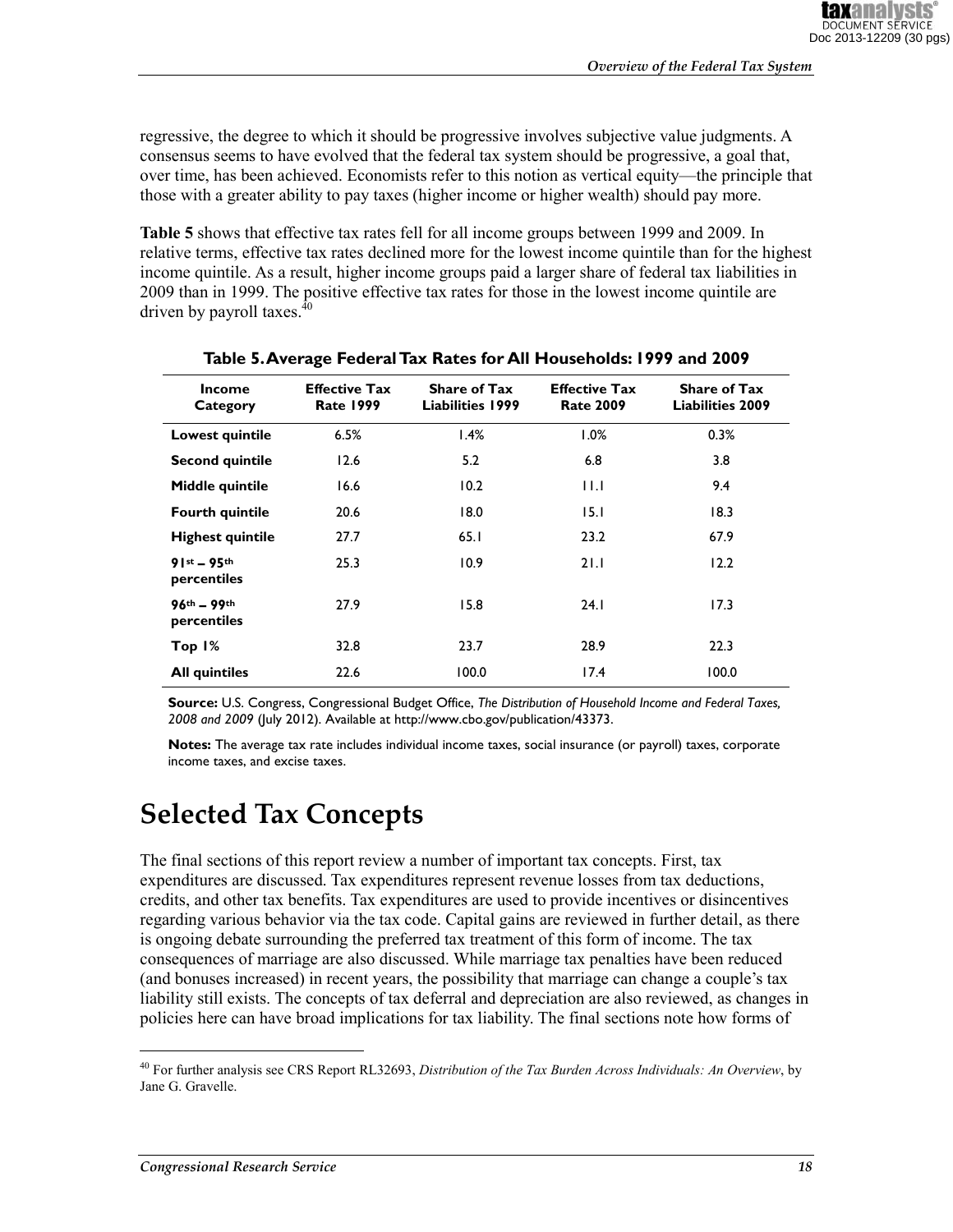regressive, the degree to which it should be progressive involves subjective value judgments. A consensus seems to have evolved that the federal tax system should be progressive, a goal that, over time, has been achieved. Economists refer to this notion as vertical equity—the principle that those with a greater ability to pay taxes (higher income or higher wealth) should pay more.

**Table 5** shows that effective tax rates fell for all income groups between 1999 and 2009. In relative terms, effective tax rates declined more for the lowest income quintile than for the highest income quintile. As a result, higher income groups paid a larger share of federal tax liabilities in 2009 than in 1999. The positive effective tax rates for those in the lowest income quintile are driven by payroll taxes.[40]

**Table 5. Average Federal Tax Rates for All Households: 1999 and 2009**

| Income Category | Effective Tax Rate 1999 | Share of Tax Liabilities 1999 | Effective Tax Rate 2009 | Share of Tax Liabilities 2009 |
|---|---|---|---|---|
| **Lowest quintile** | 6.5% | 1.4% | 1.0% | 0.3% |
| **Second quintile** | 12.6 | 5.2 | 6.8 | 3.8 |
| **Middle quintile** | 16.6 | 10.2 | 11.1 | 9.4 |
| **Fourth quintile** | 20.6 | 18.0 | 15.1 | 18.3 |
| **Highest quintile** | 27.7 | 65.1 | 23.2 | 67.9 |
| **91st – 95th percentiles** | 25.3 | 10.9 | 21.1 | 12.2 |
| **96th – 99th percentiles** | 27.9 | 15.8 | 24.1 | 17.3 |
| **Top 1%** | 32.8 | 23.7 | 28.9 | 22.3 |
| **All quintiles** | 22.6 | 100.0 | 17.4 | 100.0 |

**Source:** U.S. Congress, Congressional Budget Office, *The Distribution of Household Income and Federal Taxes, 2008 and 2009* (July 2012). Available at http://www.cbo.gov/publication/43373.

**Notes:** The average tax rate includes individual income taxes, social insurance (or payroll) taxes, corporate income taxes, and excise taxes.

# Selected Tax Concepts

The final sections of this report review a number of important tax concepts. First, tax expenditures are discussed. Tax expenditures represent revenue losses from tax deductions, credits, and other tax benefits. Tax expenditures are used to provide incentives or disincentives regarding various behavior via the tax code. Capital gains are reviewed in further detail, as there is ongoing debate surrounding the preferred tax treatment of this form of income. The tax consequences of marriage are also discussed. While marriage tax penalties have been reduced (and bonuses increased) in recent years, the possibility that marriage can change a couple's tax liability still exists. The concepts of tax deferral and depreciation are also reviewed, as changes in policies here can have broad implications for tax liability. The final sections note how forms of

[40] For further analysis see CRS Report RL32693, *Distribution of the Tax Burden Across Individuals: An Overview*, by Jane G. Gravelle.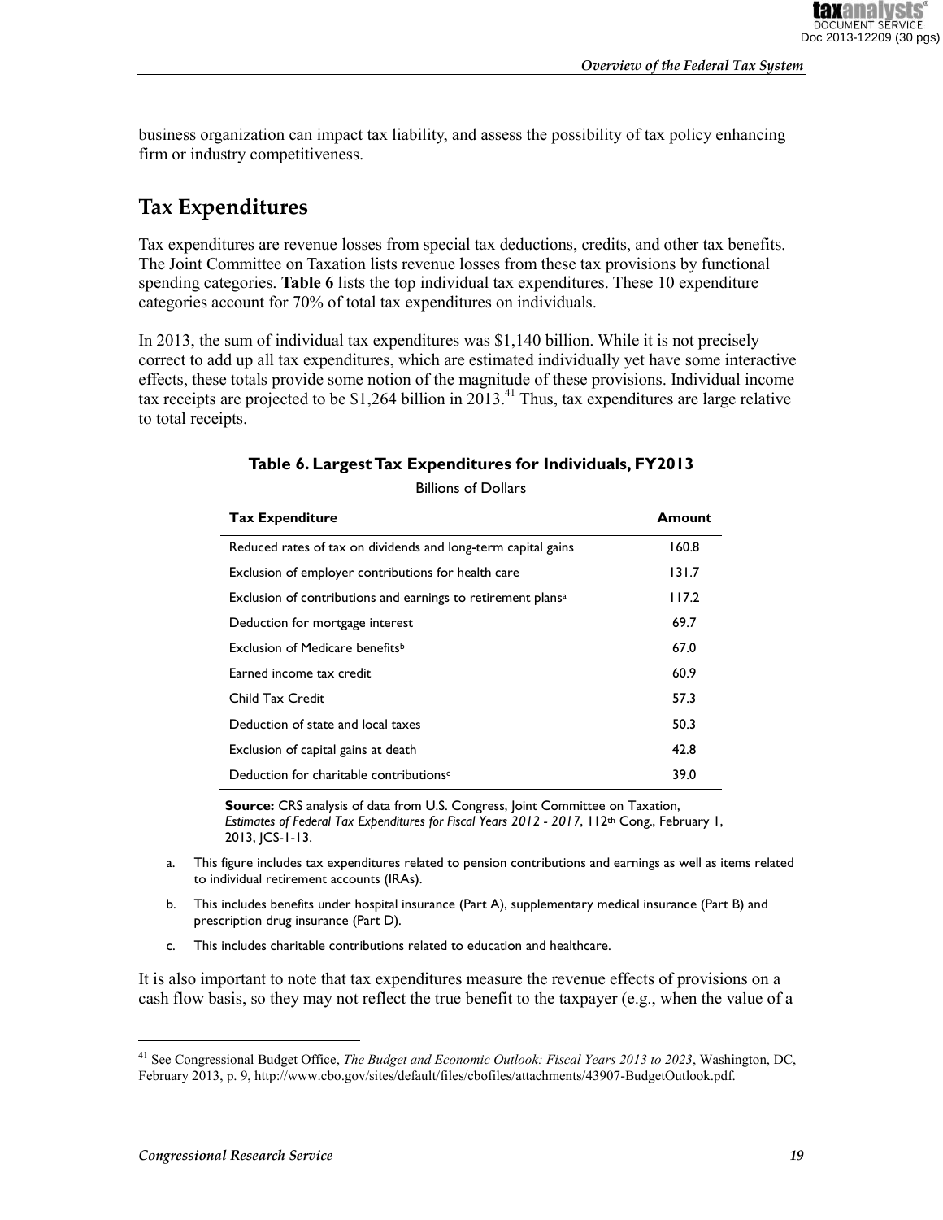business organization can impact tax liability, and assess the possibility of tax policy enhancing firm or industry competitiveness.

## Tax Expenditures

Tax expenditures are revenue losses from special tax deductions, credits, and other tax benefits. The Joint Committee on Taxation lists revenue losses from these tax provisions by functional spending categories. **Table 6** lists the top individual tax expenditures. These 10 expenditure categories account for 70% of total tax expenditures on individuals.

In 2013, the sum of individual tax expenditures was $1,140 billion. While it is not precisely correct to add up all tax expenditures, which are estimated individually yet have some interactive effects, these totals provide some notion of the magnitude of these provisions. Individual income tax receipts are projected to be $1,264 billion in 2013.[41] Thus, tax expenditures are large relative to total receipts.

**Table 6. Largest Tax Expenditures for Individuals, FY2013**

Billions of Dollars

| Tax Expenditure | Amount |
|---|---|
| Reduced rates of tax on dividends and long-term capital gains | 160.8 |
| Exclusion of employer contributions for health care | 131.7 |
| Exclusion of contributions and earnings to retirement plans[a] | 117.2 |
| Deduction for mortgage interest | 69.7 |
| Exclusion of Medicare benefits[b] | 67.0 |
| Earned income tax credit | 60.9 |
| Child Tax Credit | 57.3 |
| Deduction of state and local taxes | 50.3 |
| Exclusion of capital gains at death | 42.8 |
| Deduction for charitable contributions[c] | 39.0 |

**Source:** CRS analysis of data from U.S. Congress, Joint Committee on Taxation, *Estimates of Federal Tax Expenditures for Fiscal Years 2012 - 2017*, 112th Cong., February 1, 2013, JCS-1-13.

a. This figure includes tax expenditures related to pension contributions and earnings as well as items related to individual retirement accounts (IRAs).

b. This includes benefits under hospital insurance (Part A), supplementary medical insurance (Part B) and prescription drug insurance (Part D).

c. This includes charitable contributions related to education and healthcare.

It is also important to note that tax expenditures measure the revenue effects of provisions on a cash flow basis, so they may not reflect the true benefit to the taxpayer (e.g., when the value of a

[41] See Congressional Budget Office, *The Budget and Economic Outlook: Fiscal Years 2013 to 2023*, Washington, DC, February 2013, p. 9, http://www.cbo.gov/sites/default/files/cbofiles/attachments/43907-BudgetOutlook.pdf.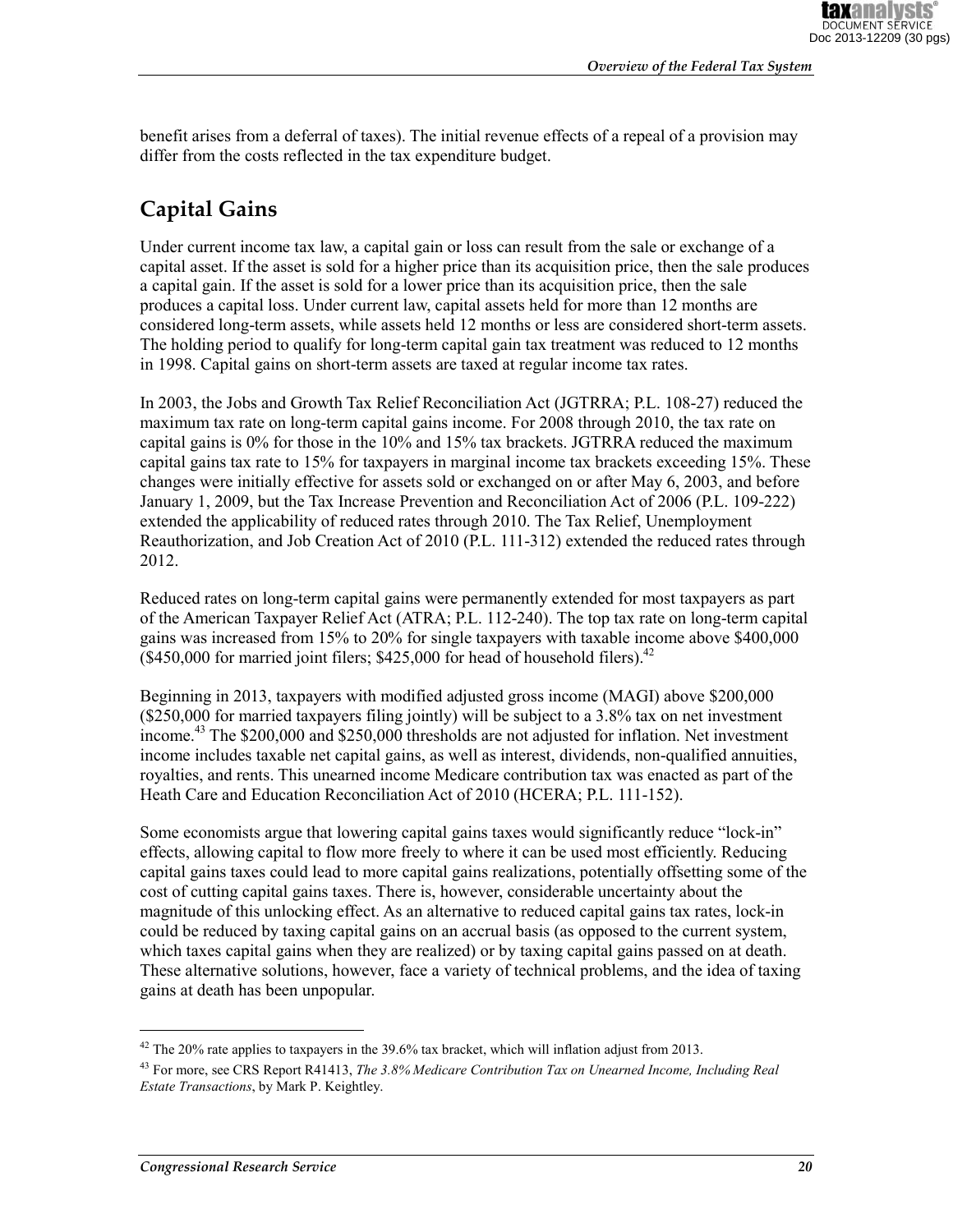benefit arises from a deferral of taxes). The initial revenue effects of a repeal of a provision may differ from the costs reflected in the tax expenditure budget.

## Capital Gains

Under current income tax law, a capital gain or loss can result from the sale or exchange of a capital asset. If the asset is sold for a higher price than its acquisition price, then the sale produces a capital gain. If the asset is sold for a lower price than its acquisition price, then the sale produces a capital loss. Under current law, capital assets held for more than 12 months are considered long-term assets, while assets held 12 months or less are considered short-term assets. The holding period to qualify for long-term capital gain tax treatment was reduced to 12 months in 1998. Capital gains on short-term assets are taxed at regular income tax rates.

In 2003, the Jobs and Growth Tax Relief Reconciliation Act (JGTRRA; P.L. 108-27) reduced the maximum tax rate on long-term capital gains income. For 2008 through 2010, the tax rate on capital gains is 0% for those in the 10% and 15% tax brackets. JGTRRA reduced the maximum capital gains tax rate to 15% for taxpayers in marginal income tax brackets exceeding 15%. These changes were initially effective for assets sold or exchanged on or after May 6, 2003, and before January 1, 2009, but the Tax Increase Prevention and Reconciliation Act of 2006 (P.L. 109-222) extended the applicability of reduced rates through 2010. The Tax Relief, Unemployment Reauthorization, and Job Creation Act of 2010 (P.L. 111-312) extended the reduced rates through 2012.

Reduced rates on long-term capital gains were permanently extended for most taxpayers as part of the American Taxpayer Relief Act (ATRA; P.L. 112-240). The top tax rate on long-term capital gains was increased from 15% to 20% for single taxpayers with taxable income above $400,000 ($450,000 for married joint filers; $425,000 for head of household filers).[42]

Beginning in 2013, taxpayers with modified adjusted gross income (MAGI) above $200,000 ($250,000 for married taxpayers filing jointly) will be subject to a 3.8% tax on net investment income.[43] The $200,000 and $250,000 thresholds are not adjusted for inflation. Net investment income includes taxable net capital gains, as well as interest, dividends, non-qualified annuities, royalties, and rents. This unearned income Medicare contribution tax was enacted as part of the Heath Care and Education Reconciliation Act of 2010 (HCERA; P.L. 111-152).

Some economists argue that lowering capital gains taxes would significantly reduce "lock-in" effects, allowing capital to flow more freely to where it can be used most efficiently. Reducing capital gains taxes could lead to more capital gains realizations, potentially offsetting some of the cost of cutting capital gains taxes. There is, however, considerable uncertainty about the magnitude of this unlocking effect. As an alternative to reduced capital gains tax rates, lock-in could be reduced by taxing capital gains on an accrual basis (as opposed to the current system, which taxes capital gains when they are realized) or by taxing capital gains passed on at death. These alternative solutions, however, face a variety of technical problems, and the idea of taxing gains at death has been unpopular.

---

[42] The 20% rate applies to taxpayers in the 39.6% tax bracket, which will inflation adjust from 2013.

[43] For more, see CRS Report R41413, *The 3.8% Medicare Contribution Tax on Unearned Income, Including Real Estate Transactions*, by Mark P. Keightley.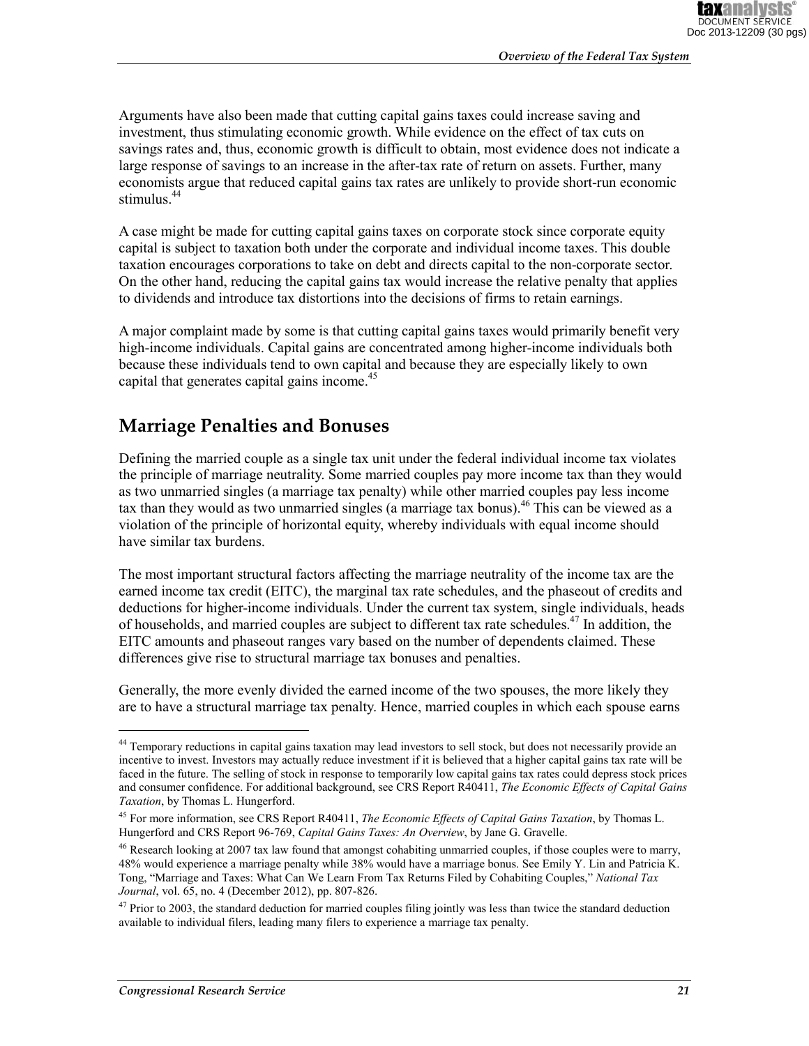Arguments have also been made that cutting capital gains taxes could increase saving and investment, thus stimulating economic growth. While evidence on the effect of tax cuts on savings rates and, thus, economic growth is difficult to obtain, most evidence does not indicate a large response of savings to an increase in the after-tax rate of return on assets. Further, many economists argue that reduced capital gains tax rates are unlikely to provide short-run economic stimulus.[44]

A case might be made for cutting capital gains taxes on corporate stock since corporate equity capital is subject to taxation both under the corporate and individual income taxes. This double taxation encourages corporations to take on debt and directs capital to the non-corporate sector. On the other hand, reducing the capital gains tax would increase the relative penalty that applies to dividends and introduce tax distortions into the decisions of firms to retain earnings.

A major complaint made by some is that cutting capital gains taxes would primarily benefit very high-income individuals. Capital gains are concentrated among higher-income individuals both because these individuals tend to own capital and because they are especially likely to own capital that generates capital gains income.[45]

## Marriage Penalties and Bonuses

Defining the married couple as a single tax unit under the federal individual income tax violates the principle of marriage neutrality. Some married couples pay more income tax than they would as two unmarried singles (a marriage tax penalty) while other married couples pay less income tax than they would as two unmarried singles (a marriage tax bonus).[46] This can be viewed as a violation of the principle of horizontal equity, whereby individuals with equal income should have similar tax burdens.

The most important structural factors affecting the marriage neutrality of the income tax are the earned income tax credit (EITC), the marginal tax rate schedules, and the phaseout of credits and deductions for higher-income individuals. Under the current tax system, single individuals, heads of households, and married couples are subject to different tax rate schedules.[47] In addition, the EITC amounts and phaseout ranges vary based on the number of dependents claimed. These differences give rise to structural marriage tax bonuses and penalties.

Generally, the more evenly divided the earned income of the two spouses, the more likely they are to have a structural marriage tax penalty. Hence, married couples in which each spouse earns

---

[44] Temporary reductions in capital gains taxation may lead investors to sell stock, but does not necessarily provide an incentive to invest. Investors may actually reduce investment if it is believed that a higher capital gains tax rate will be faced in the future. The selling of stock in response to temporarily low capital gains tax rates could depress stock prices and consumer confidence. For additional background, see CRS Report R40411, *The Economic Effects of Capital Gains Taxation*, by Thomas L. Hungerford.

[45] For more information, see CRS Report R40411, *The Economic Effects of Capital Gains Taxation*, by Thomas L. Hungerford and CRS Report 96-769, *Capital Gains Taxes: An Overview*, by Jane G. Gravelle.

[46] Research looking at 2007 tax law found that amongst cohabiting unmarried couples, if those couples were to marry, 48% would experience a marriage penalty while 38% would have a marriage bonus. See Emily Y. Lin and Patricia K. Tong, "Marriage and Taxes: What Can We Learn From Tax Returns Filed by Cohabiting Couples," *National Tax Journal*, vol. 65, no. 4 (December 2012), pp. 807-826.

[47] Prior to 2003, the standard deduction for married couples filing jointly was less than twice the standard deduction available to individual filers, leading many filers to experience a marriage tax penalty.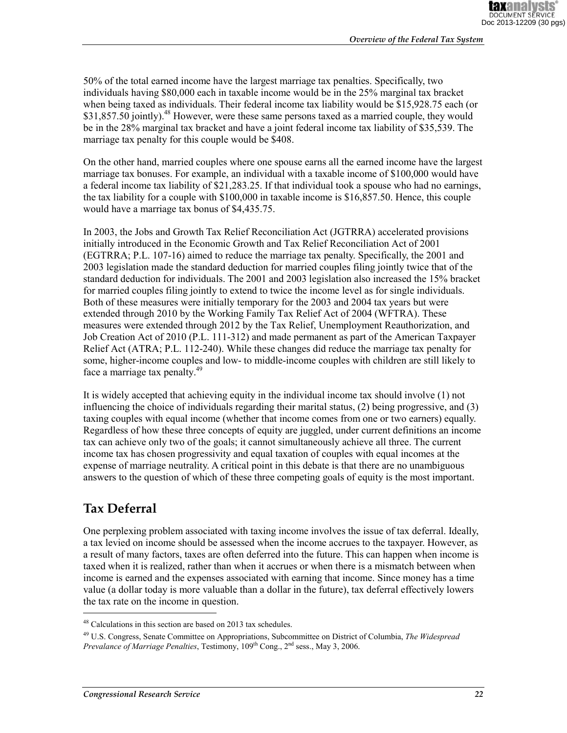50% of the total earned income have the largest marriage tax penalties. Specifically, two individuals having $80,000 each in taxable income would be in the 25% marginal tax bracket when being taxed as individuals. Their federal income tax liability would be $15,928.75 each (or $31,857.50 jointly).[48] However, were these same persons taxed as a married couple, they would be in the 28% marginal tax bracket and have a joint federal income tax liability of $35,539. The marriage tax penalty for this couple would be $408.

On the other hand, married couples where one spouse earns all the earned income have the largest marriage tax bonuses. For example, an individual with a taxable income of $100,000 would have a federal income tax liability of $21,283.25. If that individual took a spouse who had no earnings, the tax liability for a couple with $100,000 in taxable income is $16,857.50. Hence, this couple would have a marriage tax bonus of $4,435.75.

In 2003, the Jobs and Growth Tax Relief Reconciliation Act (JGTRRA) accelerated provisions initially introduced in the Economic Growth and Tax Relief Reconciliation Act of 2001 (EGTRRA; P.L. 107-16) aimed to reduce the marriage tax penalty. Specifically, the 2001 and 2003 legislation made the standard deduction for married couples filing jointly twice that of the standard deduction for individuals. The 2001 and 2003 legislation also increased the 15% bracket for married couples filing jointly to extend to twice the income level as for single individuals. Both of these measures were initially temporary for the 2003 and 2004 tax years but were extended through 2010 by the Working Family Tax Relief Act of 2004 (WFTRA). These measures were extended through 2012 by the Tax Relief, Unemployment Reauthorization, and Job Creation Act of 2010 (P.L. 111-312) and made permanent as part of the American Taxpayer Relief Act (ATRA; P.L. 112-240). While these changes did reduce the marriage tax penalty for some, higher-income couples and low- to middle-income couples with children are still likely to face a marriage tax penalty.[49]

It is widely accepted that achieving equity in the individual income tax should involve (1) not influencing the choice of individuals regarding their marital status, (2) being progressive, and (3) taxing couples with equal income (whether that income comes from one or two earners) equally. Regardless of how these three concepts of equity are juggled, under current definitions an income tax can achieve only two of the goals; it cannot simultaneously achieve all three. The current income tax has chosen progressivity and equal taxation of couples with equal incomes at the expense of marriage neutrality. A critical point in this debate is that there are no unambiguous answers to the question of which of these three competing goals of equity is the most important.

## Tax Deferral

One perplexing problem associated with taxing income involves the issue of tax deferral. Ideally, a tax levied on income should be assessed when the income accrues to the taxpayer. However, as a result of many factors, taxes are often deferred into the future. This can happen when income is taxed when it is realized, rather than when it accrues or when there is a mismatch between when income is earned and the expenses associated with earning that income. Since money has a time value (a dollar today is more valuable than a dollar in the future), tax deferral effectively lowers the tax rate on the income in question.

---

[48] Calculations in this section are based on 2013 tax schedules.

[49] U.S. Congress, Senate Committee on Appropriations, Subcommittee on District of Columbia, *The Widespread Prevalance of Marriage Penalties*, Testimony, 109th Cong., 2nd sess., May 3, 2006.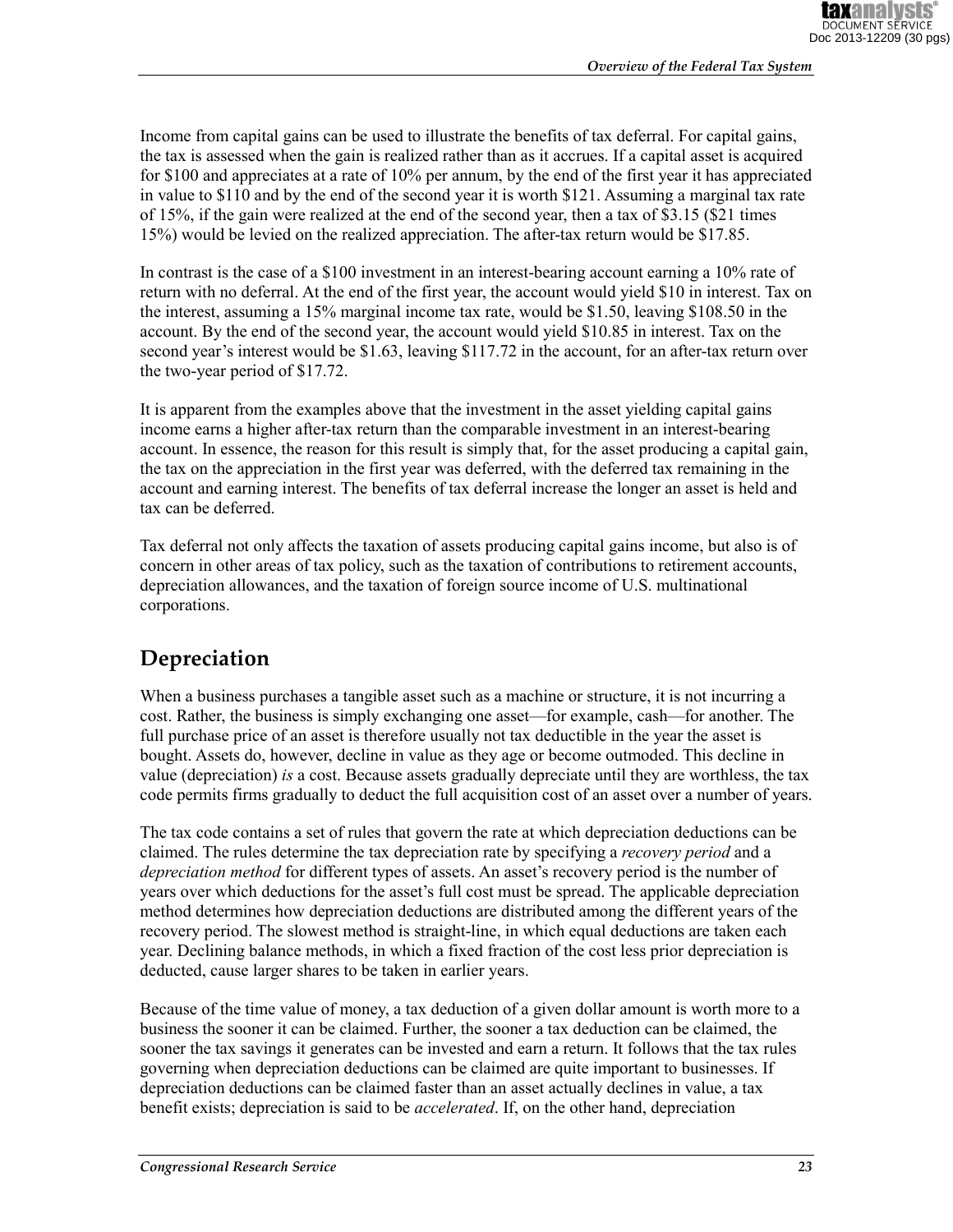Income from capital gains can be used to illustrate the benefits of tax deferral. For capital gains, the tax is assessed when the gain is realized rather than as it accrues. If a capital asset is acquired for $100 and appreciates at a rate of 10% per annum, by the end of the first year it has appreciated in value to $110 and by the end of the second year it is worth $121. Assuming a marginal tax rate of 15%, if the gain were realized at the end of the second year, then a tax of $3.15 ($21 times 15%) would be levied on the realized appreciation. The after-tax return would be $17.85.

In contrast is the case of a $100 investment in an interest-bearing account earning a 10% rate of return with no deferral. At the end of the first year, the account would yield $10 in interest. Tax on the interest, assuming a 15% marginal income tax rate, would be $1.50, leaving $108.50 in the account. By the end of the second year, the account would yield $10.85 in interest. Tax on the second year's interest would be $1.63, leaving $117.72 in the account, for an after-tax return over the two-year period of $17.72.

It is apparent from the examples above that the investment in the asset yielding capital gains income earns a higher after-tax return than the comparable investment in an interest-bearing account. In essence, the reason for this result is simply that, for the asset producing a capital gain, the tax on the appreciation in the first year was deferred, with the deferred tax remaining in the account and earning interest. The benefits of tax deferral increase the longer an asset is held and tax can be deferred.

Tax deferral not only affects the taxation of assets producing capital gains income, but also is of concern in other areas of tax policy, such as the taxation of contributions to retirement accounts, depreciation allowances, and the taxation of foreign source income of U.S. multinational corporations.

## Depreciation

When a business purchases a tangible asset such as a machine or structure, it is not incurring a cost. Rather, the business is simply exchanging one asset—for example, cash—for another. The full purchase price of an asset is therefore usually not tax deductible in the year the asset is bought. Assets do, however, decline in value as they age or become outmoded. This decline in value (depreciation) *is* a cost. Because assets gradually depreciate until they are worthless, the tax code permits firms gradually to deduct the full acquisition cost of an asset over a number of years.

The tax code contains a set of rules that govern the rate at which depreciation deductions can be claimed. The rules determine the tax depreciation rate by specifying a *recovery period* and a *depreciation method* for different types of assets. An asset's recovery period is the number of years over which deductions for the asset's full cost must be spread. The applicable depreciation method determines how depreciation deductions are distributed among the different years of the recovery period. The slowest method is straight-line, in which equal deductions are taken each year. Declining balance methods, in which a fixed fraction of the cost less prior depreciation is deducted, cause larger shares to be taken in earlier years.

Because of the time value of money, a tax deduction of a given dollar amount is worth more to a business the sooner it can be claimed. Further, the sooner a tax deduction can be claimed, the sooner the tax savings it generates can be invested and earn a return. It follows that the tax rules governing when depreciation deductions can be claimed are quite important to businesses. If depreciation deductions can be claimed faster than an asset actually declines in value, a tax benefit exists; depreciation is said to be *accelerated*. If, on the other hand, depreciation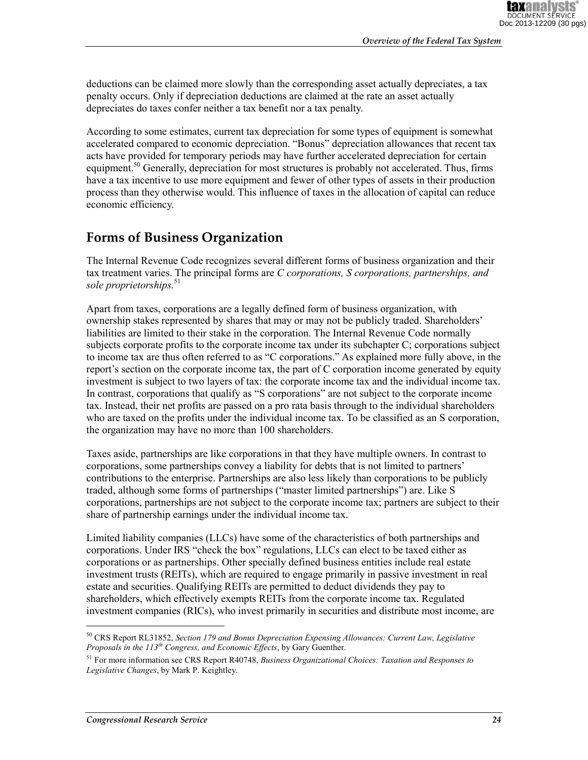deductions can be claimed more slowly than the corresponding asset actually depreciates, a tax penalty occurs. Only if depreciation deductions are claimed at the rate an asset actually depreciates do taxes confer neither a tax benefit nor a tax penalty.

According to some estimates, current tax depreciation for some types of equipment is somewhat accelerated compared to economic depreciation. "Bonus" depreciation allowances that recent tax acts have provided for temporary periods may have further accelerated depreciation for certain equipment.[50] Generally, depreciation for most structures is probably not accelerated. Thus, firms have a tax incentive to use more equipment and fewer of other types of assets in their production process than they otherwise would. This influence of taxes in the allocation of capital can reduce economic efficiency.

## Forms of Business Organization

The Internal Revenue Code recognizes several different forms of business organization and their tax treatment varies. The principal forms are *C corporations, S corporations, partnerships, and sole proprietorships*.[51]

Apart from taxes, corporations are a legally defined form of business organization, with ownership stakes represented by shares that may or may not be publicly traded. Shareholders' liabilities are limited to their stake in the corporation. The Internal Revenue Code normally subjects corporate profits to the corporate income tax under its subchapter C; corporations subject to income tax are thus often referred to as "C corporations." As explained more fully above, in the report's section on the corporate income tax, the part of C corporation income generated by equity investment is subject to two layers of tax: the corporate income tax and the individual income tax. In contrast, corporations that qualify as "S corporations" are not subject to the corporate income tax. Instead, their net profits are passed on a pro rata basis through to the individual shareholders who are taxed on the profits under the individual income tax. To be classified as an S corporation, the organization may have no more than 100 shareholders.

Taxes aside, partnerships are like corporations in that they have multiple owners. In contrast to corporations, some partnerships convey a liability for debts that is not limited to partners' contributions to the enterprise. Partnerships are also less likely than corporations to be publicly traded, although some forms of partnerships ("master limited partnerships") are. Like S corporations, partnerships are not subject to the corporate income tax; partners are subject to their share of partnership earnings under the individual income tax.

Limited liability companies (LLCs) have some of the characteristics of both partnerships and corporations. Under IRS "check the box" regulations, LLCs can elect to be taxed either as corporations or as partnerships. Other specially defined business entities include real estate investment trusts (REITs), which are required to engage primarily in passive investment in real estate and securities. Qualifying REITs are permitted to deduct dividends they pay to shareholders, which effectively exempts REITs from the corporate income tax. Regulated investment companies (RICs), who invest primarily in securities and distribute most income, are

---

[50] CRS Report RL31852, *Section 179 and Bonus Depreciation Expensing Allowances: Current Law, Legislative Proposals in the 113th Congress, and Economic Effects*, by Gary Guenther.

[51] For more information see CRS Report R40748, *Business Organizational Choices: Taxation and Responses to Legislative Changes*, by Mark P. Keightley.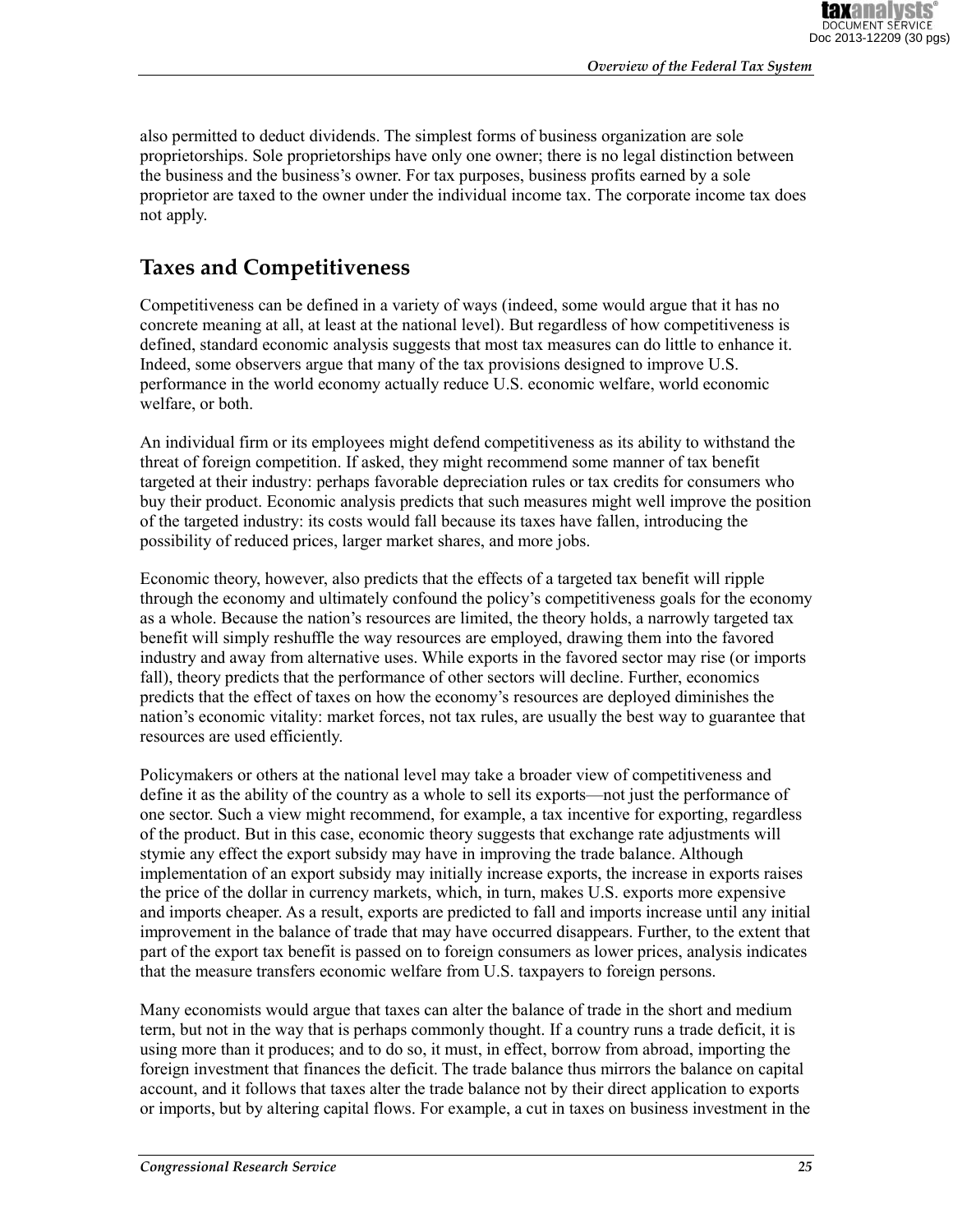also permitted to deduct dividends. The simplest forms of business organization are sole proprietorships. Sole proprietorships have only one owner; there is no legal distinction between the business and the business's owner. For tax purposes, business profits earned by a sole proprietor are taxed to the owner under the individual income tax. The corporate income tax does not apply.

## Taxes and Competitiveness

Competitiveness can be defined in a variety of ways (indeed, some would argue that it has no concrete meaning at all, at least at the national level). But regardless of how competitiveness is defined, standard economic analysis suggests that most tax measures can do little to enhance it. Indeed, some observers argue that many of the tax provisions designed to improve U.S. performance in the world economy actually reduce U.S. economic welfare, world economic welfare, or both.

An individual firm or its employees might defend competitiveness as its ability to withstand the threat of foreign competition. If asked, they might recommend some manner of tax benefit targeted at their industry: perhaps favorable depreciation rules or tax credits for consumers who buy their product. Economic analysis predicts that such measures might well improve the position of the targeted industry: its costs would fall because its taxes have fallen, introducing the possibility of reduced prices, larger market shares, and more jobs.

Economic theory, however, also predicts that the effects of a targeted tax benefit will ripple through the economy and ultimately confound the policy's competitiveness goals for the economy as a whole. Because the nation's resources are limited, the theory holds, a narrowly targeted tax benefit will simply reshuffle the way resources are employed, drawing them into the favored industry and away from alternative uses. While exports in the favored sector may rise (or imports fall), theory predicts that the performance of other sectors will decline. Further, economics predicts that the effect of taxes on how the economy's resources are deployed diminishes the nation's economic vitality: market forces, not tax rules, are usually the best way to guarantee that resources are used efficiently.

Policymakers or others at the national level may take a broader view of competitiveness and define it as the ability of the country as a whole to sell its exports—not just the performance of one sector. Such a view might recommend, for example, a tax incentive for exporting, regardless of the product. But in this case, economic theory suggests that exchange rate adjustments will stymie any effect the export subsidy may have in improving the trade balance. Although implementation of an export subsidy may initially increase exports, the increase in exports raises the price of the dollar in currency markets, which, in turn, makes U.S. exports more expensive and imports cheaper. As a result, exports are predicted to fall and imports increase until any initial improvement in the balance of trade that may have occurred disappears. Further, to the extent that part of the export tax benefit is passed on to foreign consumers as lower prices, analysis indicates that the measure transfers economic welfare from U.S. taxpayers to foreign persons.

Many economists would argue that taxes can alter the balance of trade in the short and medium term, but not in the way that is perhaps commonly thought. If a country runs a trade deficit, it is using more than it produces; and to do so, it must, in effect, borrow from abroad, importing the foreign investment that finances the deficit. The trade balance thus mirrors the balance on capital account, and it follows that taxes alter the trade balance not by their direct application to exports or imports, but by altering capital flows. For example, a cut in taxes on business investment in the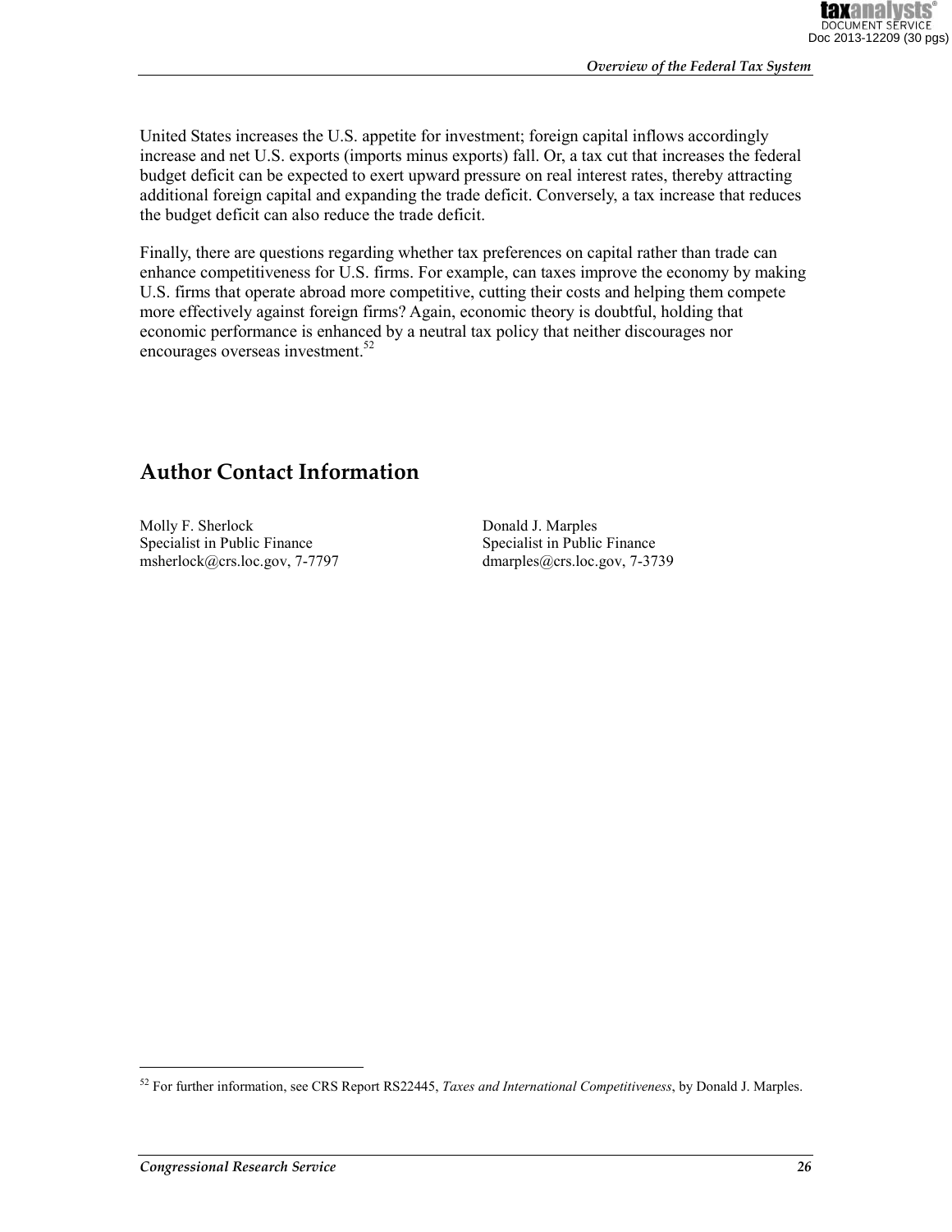United States increases the U.S. appetite for investment; foreign capital inflows accordingly increase and net U.S. exports (imports minus exports) fall. Or, a tax cut that increases the federal budget deficit can be expected to exert upward pressure on real interest rates, thereby attracting additional foreign capital and expanding the trade deficit. Conversely, a tax increase that reduces the budget deficit can also reduce the trade deficit.

Finally, there are questions regarding whether tax preferences on capital rather than trade can enhance competitiveness for U.S. firms. For example, can taxes improve the economy by making U.S. firms that operate abroad more competitive, cutting their costs and helping them compete more effectively against foreign firms? Again, economic theory is doubtful, holding that economic performance is enhanced by a neutral tax policy that neither discourages nor encourages overseas investment.[52]

## Author Contact Information

Molly F. Sherlock
Specialist in Public Finance
msherlock@crs.loc.gov, 7-7797

Donald J. Marples
Specialist in Public Finance
dmarples@crs.loc.gov, 7-3739

---

[52] For further information, see CRS Report RS22445, *Taxes and International Competitiveness*, by Donald J. Marples.